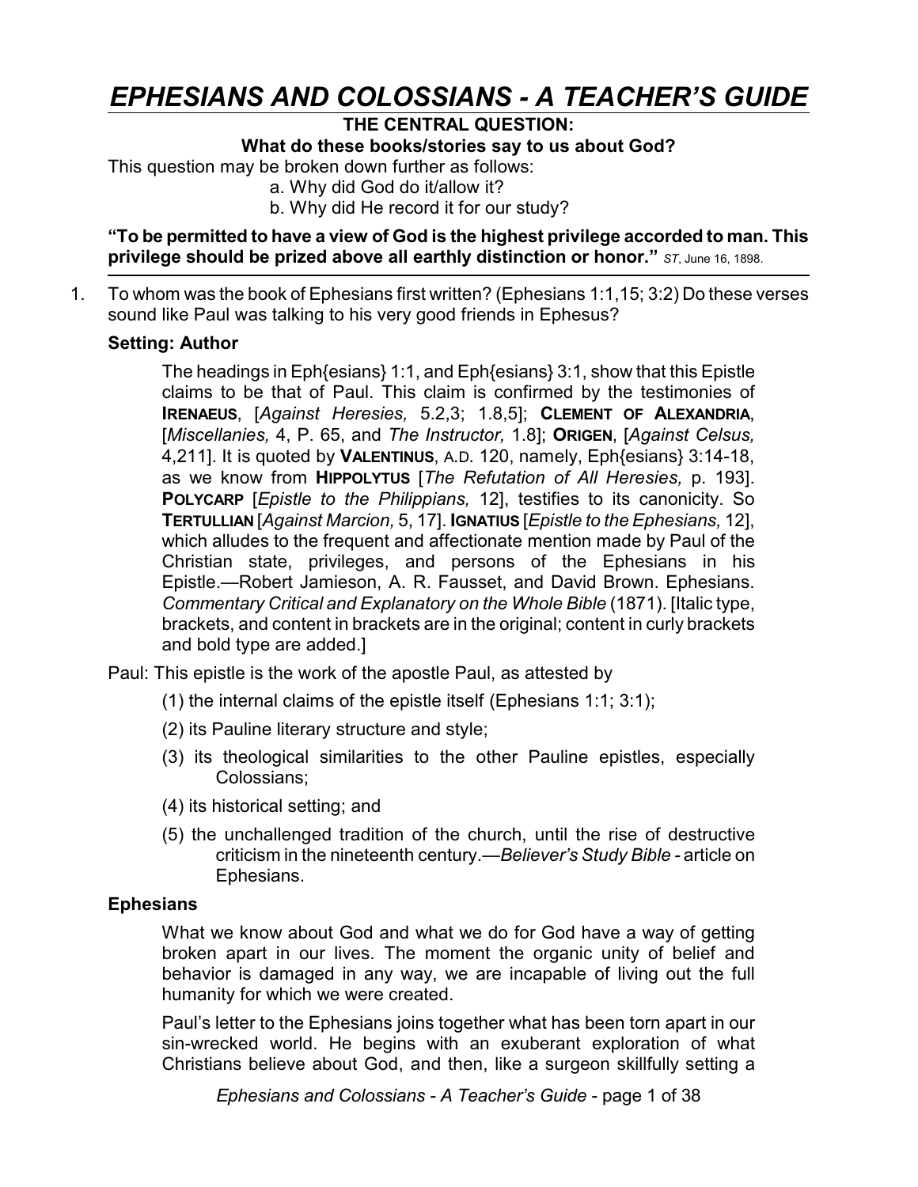# *EPHESIANS AND COLOSSIANS - A TEACHER'S GUIDE*

**THE CENTRAL QUESTION:**

**What do these books/stories say to us about God?**

This question may be broken down further as follows:

a. Why did God do it/allow it?

b. Why did He record it for our study?

**"To be permitted to have a view of God is the highest privilege accorded to man. This privilege should be prized above all earthly distinction or honor."** *ST*, June 16, 1898.

---

1. To whom was the book of Ephesians first written? (Ephesians 1:1,15; 3:2) Do these verses sound like Paul was talking to his very good friends in Ephesus?

**Setting: Author**

> The headings in Eph{esians} 1:1, and Eph{esians} 3:1, show that this Epistle claims to be that of Paul. This claim is confirmed by the testimonies of **IRENAEUS**, [*Against Heresies,* 5.2,3; 1.8,5]; **CLEMENT OF ALEXANDRIA**, [*Miscellanies,* 4, P. 65, and *The Instructor,* 1.8]; **ORIGEN**, [*Against Celsus,* 4,211]. It is quoted by **VALENTINUS**, A.D. 120, namely, Eph{esians} 3:14-18, as we know from **HIPPOLYTUS** [*The Refutation of All Heresies,* p. 193]. **POLYCARP** [*Epistle to the Philippians,* 12], testifies to its canonicity. So **TERTULLIAN** [*Against Marcion,* 5, 17]. **IGNATIUS** [*Epistle to the Ephesians,* 12], which alludes to the frequent and affectionate mention made by Paul of the Christian state, privileges, and persons of the Ephesians in his Epistle.—Robert Jamieson, A. R. Fausset, and David Brown. Ephesians. *Commentary Critical and Explanatory on the Whole Bible* (1871). [Italic type, brackets, and content in brackets are in the original; content in curly brackets and bold type are added.]

Paul: This epistle is the work of the apostle Paul, as attested by

> (1) the internal claims of the epistle itself (Ephesians 1:1; 3:1);
>
> (2) its Pauline literary structure and style;
>
> (3) its theological similarities to the other Pauline epistles, especially Colossians;
>
> (4) its historical setting; and
>
> (5) the unchallenged tradition of the church, until the rise of destructive criticism in the nineteenth century.—*Believer's Study Bible* - article on Ephesians.

**Ephesians**

> What we know about God and what we do for God have a way of getting broken apart in our lives. The moment the organic unity of belief and behavior is damaged in any way, we are incapable of living out the full humanity for which we were created.
>
> Paul's letter to the Ephesians joins together what has been torn apart in our sin-wrecked world. He begins with an exuberant exploration of what Christians believe about God, and then, like a surgeon skillfully setting a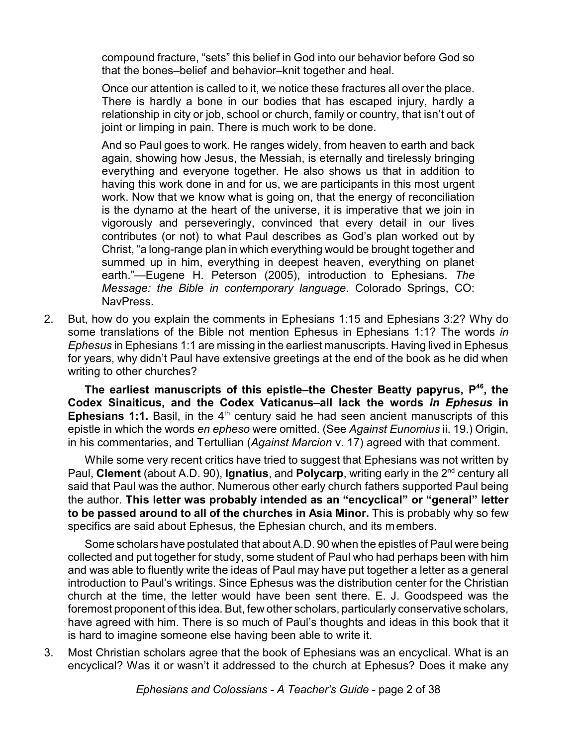> compound fracture, "sets" this belief in God into our behavior before God so that the bones–belief and behavior–knit together and heal.
>
> Once our attention is called to it, we notice these fractures all over the place. There is hardly a bone in our bodies that has escaped injury, hardly a relationship in city or job, school or church, family or country, that isn't out of joint or limping in pain. There is much work to be done.
>
> And so Paul goes to work. He ranges widely, from heaven to earth and back again, showing how Jesus, the Messiah, is eternally and tirelessly bringing everything and everyone together. He also shows us that in addition to having this work done in and for us, we are participants in this most urgent work. Now that we know what is going on, that the energy of reconciliation is the dynamo at the heart of the universe, it is imperative that we join in vigorously and perseveringly, convinced that every detail in our lives contributes (or not) to what Paul describes as God's plan worked out by Christ, "a long-range plan in which everything would be brought together and summed up in him, everything in deepest heaven, everything on planet earth."—Eugene H. Peterson (2005), introduction to Ephesians. *The Message: the Bible in contemporary language*. Colorado Springs, CO: NavPress.

2. But, how do you explain the comments in Ephesians 1:15 and Ephesians 3:2? Why do some translations of the Bible not mention Ephesus in Ephesians 1:1? The words *in Ephesus* in Ephesians 1:1 are missing in the earliest manuscripts. Having lived in Ephesus for years, why didn't Paul have extensive greetings at the end of the book as he did when writing to other churches?

   **The earliest manuscripts of this epistle–the Chester Beatty papyrus, P[46], the Codex Sinaiticus, and the Codex Vaticanus–all lack the words *in Ephesus* in Ephesians 1:1.** Basil, in the 4th century said he had seen ancient manuscripts of this epistle in which the words *en epheso* were omitted. (See *Against Eunomius* ii. 19.) Origin, in his commentaries, and Tertullian (*Against Marcion* v. 17) agreed with that comment.

   While some very recent critics have tried to suggest that Ephesians was not written by Paul, **Clement** (about A.D. 90), **Ignatius**, and **Polycarp**, writing early in the 2nd century all said that Paul was the author. Numerous other early church fathers supported Paul being the author. **This letter was probably intended as an "encyclical" or "general" letter to be passed around to all of the churches in Asia Minor.** This is probably why so few specifics are said about Ephesus, the Ephesian church, and its members.

   Some scholars have postulated that about A.D. 90 when the epistles of Paul were being collected and put together for study, some student of Paul who had perhaps been with him and was able to fluently write the ideas of Paul may have put together a letter as a general introduction to Paul's writings. Since Ephesus was the distribution center for the Christian church at the time, the letter would have been sent there. E. J. Goodspeed was the foremost proponent of this idea. But, few other scholars, particularly conservative scholars, have agreed with him. There is so much of Paul's thoughts and ideas in this book that it is hard to imagine someone else having been able to write it.

3. Most Christian scholars agree that the book of Ephesians was an encyclical. What is an encyclical? Was it or wasn't it addressed to the church at Ephesus? Does it make any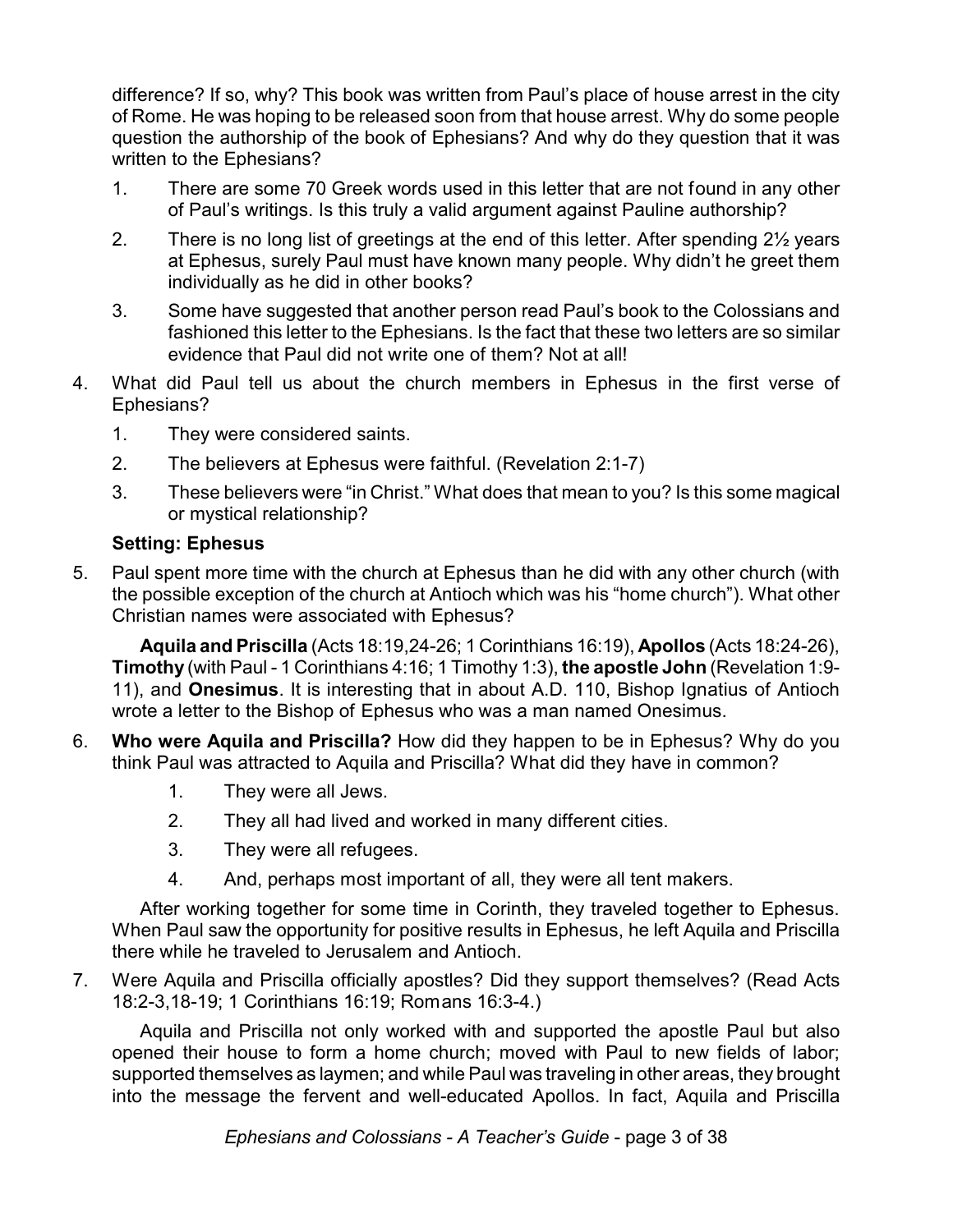difference? If so, why? This book was written from Paul's place of house arrest in the city of Rome. He was hoping to be released soon from that house arrest. Why do some people question the authorship of the book of Ephesians? And why do they question that it was written to the Ephesians?

   1. There are some 70 Greek words used in this letter that are not found in any other of Paul's writings. Is this truly a valid argument against Pauline authorship?
   2. There is no long list of greetings at the end of this letter. After spending 2½ years at Ephesus, surely Paul must have known many people. Why didn't he greet them individually as he did in other books?
   3. Some have suggested that another person read Paul's book to the Colossians and fashioned this letter to the Ephesians. Is the fact that these two letters are so similar evidence that Paul did not write one of them? Not at all!

4. What did Paul tell us about the church members in Ephesus in the first verse of Ephesians?
   1. They were considered saints.
   2. The believers at Ephesus were faithful. (Revelation 2:1-7)
   3. These believers were "in Christ." What does that mean to you? Is this some magical or mystical relationship?

### Setting: Ephesus

5. Paul spent more time with the church at Ephesus than he did with any other church (with the possible exception of the church at Antioch which was his "home church"). What other Christian names were associated with Ephesus?

   **Aquila and Priscilla** (Acts 18:19,24-26; 1 Corinthians 16:19), **Apollos** (Acts 18:24-26), **Timothy** (with Paul - 1 Corinthians 4:16; 1 Timothy 1:3), **the apostle John** (Revelation 1:9-11), and **Onesimus**. It is interesting that in about A.D. 110, Bishop Ignatius of Antioch wrote a letter to the Bishop of Ephesus who was a man named Onesimus.

6. **Who were Aquila and Priscilla?** How did they happen to be in Ephesus? Why do you think Paul was attracted to Aquila and Priscilla? What did they have in common?
   1. They were all Jews.
   2. They all had lived and worked in many different cities.
   3. They were all refugees.
   4. And, perhaps most important of all, they were all tent makers.

   After working together for some time in Corinth, they traveled together to Ephesus. When Paul saw the opportunity for positive results in Ephesus, he left Aquila and Priscilla there while he traveled to Jerusalem and Antioch.

7. Were Aquila and Priscilla officially apostles? Did they support themselves? (Read Acts 18:2-3,18-19; 1 Corinthians 16:19; Romans 16:3-4.)

   Aquila and Priscilla not only worked with and supported the apostle Paul but also opened their house to form a home church; moved with Paul to new fields of labor; supported themselves as laymen; and while Paul was traveling in other areas, they brought into the message the fervent and well-educated Apollos. In fact, Aquila and Priscilla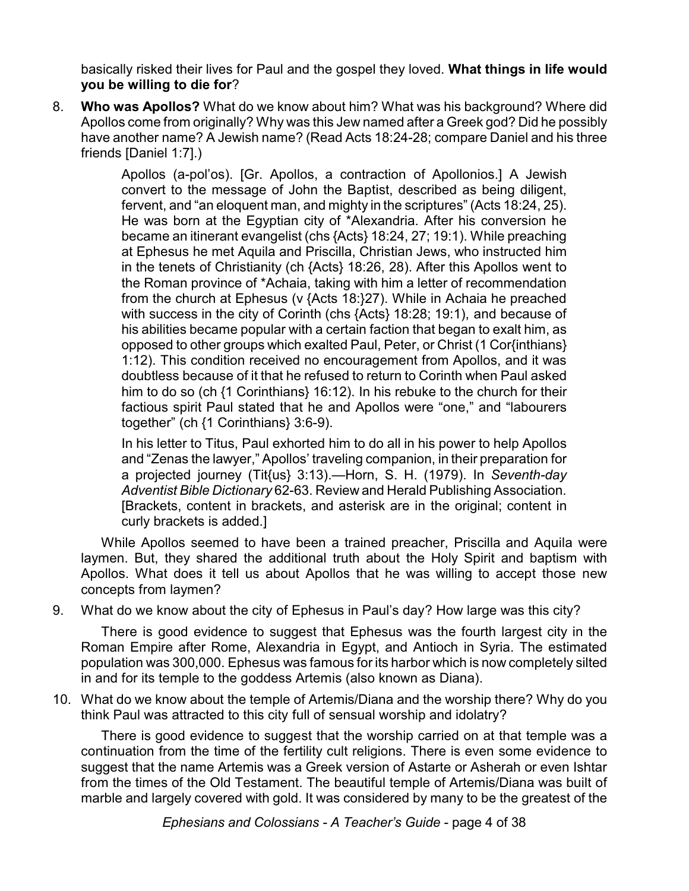basically risked their lives for Paul and the gospel they loved. **What things in life would you be willing to die for**?

8. **Who was Apollos?** What do we know about him? What was his background? Where did Apollos come from originally? Why was this Jew named after a Greek god? Did he possibly have another name? A Jewish name? (Read Acts 18:24-28; compare Daniel and his three friends [Daniel 1:7].)

> Apollos (a-pol'os). [Gr. Apollos, a contraction of Apollonios.] A Jewish convert to the message of John the Baptist, described as being diligent, fervent, and "an eloquent man, and mighty in the scriptures" (Acts 18:24, 25). He was born at the Egyptian city of *Alexandria. After his conversion he became an itinerant evangelist (chs {Acts} 18:24, 27; 19:1). While preaching at Ephesus he met Aquila and Priscilla, Christian Jews, who instructed him in the tenets of Christianity (ch {Acts} 18:26, 28). After this Apollos went to the Roman province of *Achaia, taking with him a letter of recommendation from the church at Ephesus (v {Acts 18:}27). While in Achaia he preached with success in the city of Corinth (chs {Acts} 18:28; 19:1), and because of his abilities became popular with a certain faction that began to exalt him, as opposed to other groups which exalted Paul, Peter, or Christ (1 Cor{inthians} 1:12). This condition received no encouragement from Apollos, and it was doubtless because of it that he refused to return to Corinth when Paul asked him to do so (ch {1 Corinthians} 16:12). In his rebuke to the church for their factious spirit Paul stated that he and Apollos were "one," and "labourers together" (ch {1 Corinthians} 3:6-9).
>
> In his letter to Titus, Paul exhorted him to do all in his power to help Apollos and "Zenas the lawyer," Apollos' traveling companion, in their preparation for a projected journey (Tit{us} 3:13).—Horn, S. H. (1979). In *Seventh-day Adventist Bible Dictionary* 62-63. Review and Herald Publishing Association. [Brackets, content in brackets, and asterisk are in the original; content in curly brackets is added.]

While Apollos seemed to have been a trained preacher, Priscilla and Aquila were laymen. But, they shared the additional truth about the Holy Spirit and baptism with Apollos. What does it tell us about Apollos that he was willing to accept those new concepts from laymen?

9. What do we know about the city of Ephesus in Paul's day? How large was this city?

   There is good evidence to suggest that Ephesus was the fourth largest city in the Roman Empire after Rome, Alexandria in Egypt, and Antioch in Syria. The estimated population was 300,000. Ephesus was famous for its harbor which is now completely silted in and for its temple to the goddess Artemis (also known as Diana).

10. What do we know about the temple of Artemis/Diana and the worship there? Why do you think Paul was attracted to this city full of sensual worship and idolatry?

    There is good evidence to suggest that the worship carried on at that temple was a continuation from the time of the fertility cult religions. There is even some evidence to suggest that the name Artemis was a Greek version of Astarte or Asherah or even Ishtar from the times of the Old Testament. The beautiful temple of Artemis/Diana was built of marble and largely covered with gold. It was considered by many to be the greatest of the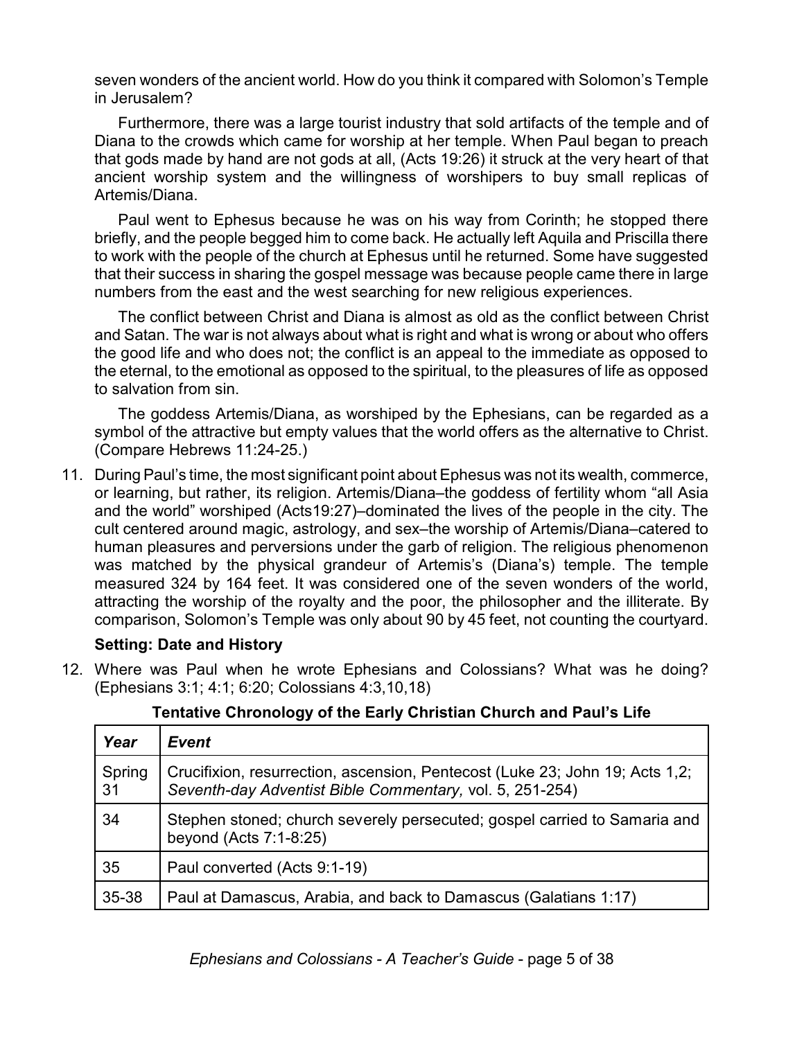seven wonders of the ancient world. How do you think it compared with Solomon's Temple in Jerusalem?

Furthermore, there was a large tourist industry that sold artifacts of the temple and of Diana to the crowds which came for worship at her temple. When Paul began to preach that gods made by hand are not gods at all, (Acts 19:26) it struck at the very heart of that ancient worship system and the willingness of worshipers to buy small replicas of Artemis/Diana.

Paul went to Ephesus because he was on his way from Corinth; he stopped there briefly, and the people begged him to come back. He actually left Aquila and Priscilla there to work with the people of the church at Ephesus until he returned. Some have suggested that their success in sharing the gospel message was because people came there in large numbers from the east and the west searching for new religious experiences.

The conflict between Christ and Diana is almost as old as the conflict between Christ and Satan. The war is not always about what is right and what is wrong or about who offers the good life and who does not; the conflict is an appeal to the immediate as opposed to the eternal, to the emotional as opposed to the spiritual, to the pleasures of life as opposed to salvation from sin.

The goddess Artemis/Diana, as worshiped by the Ephesians, can be regarded as a symbol of the attractive but empty values that the world offers as the alternative to Christ. (Compare Hebrews 11:24-25.)

11. During Paul's time, the most significant point about Ephesus was not its wealth, commerce, or learning, but rather, its religion. Artemis/Diana–the goddess of fertility whom "all Asia and the world" worshiped (Acts19:27)–dominated the lives of the people in the city. The cult centered around magic, astrology, and sex–the worship of Artemis/Diana–catered to human pleasures and perversions under the garb of religion. The religious phenomenon was matched by the physical grandeur of Artemis's (Diana's) temple. The temple measured 324 by 164 feet. It was considered one of the seven wonders of the world, attracting the worship of the royalty and the poor, the philosopher and the illiterate. By comparison, Solomon's Temple was only about 90 by 45 feet, not counting the courtyard.

**Setting: Date and History**

12. Where was Paul when he wrote Ephesians and Colossians? What was he doing? (Ephesians 3:1; 4:1; 6:20; Colossians 4:3,10,18)

**Tentative Chronology of the Early Christian Church and Paul's Life**

| *Year* | *Event* |
|---|---|
| Spring 31 | Crucifixion, resurrection, ascension, Pentecost (Luke 23; John 19; Acts 1,2; *Seventh-day Adventist Bible Commentary,* vol. 5, 251-254) |
| 34 | Stephen stoned; church severely persecuted; gospel carried to Samaria and beyond (Acts 7:1-8:25) |
| 35 | Paul converted (Acts 9:1-19) |
| 35-38 | Paul at Damascus, Arabia, and back to Damascus (Galatians 1:17) |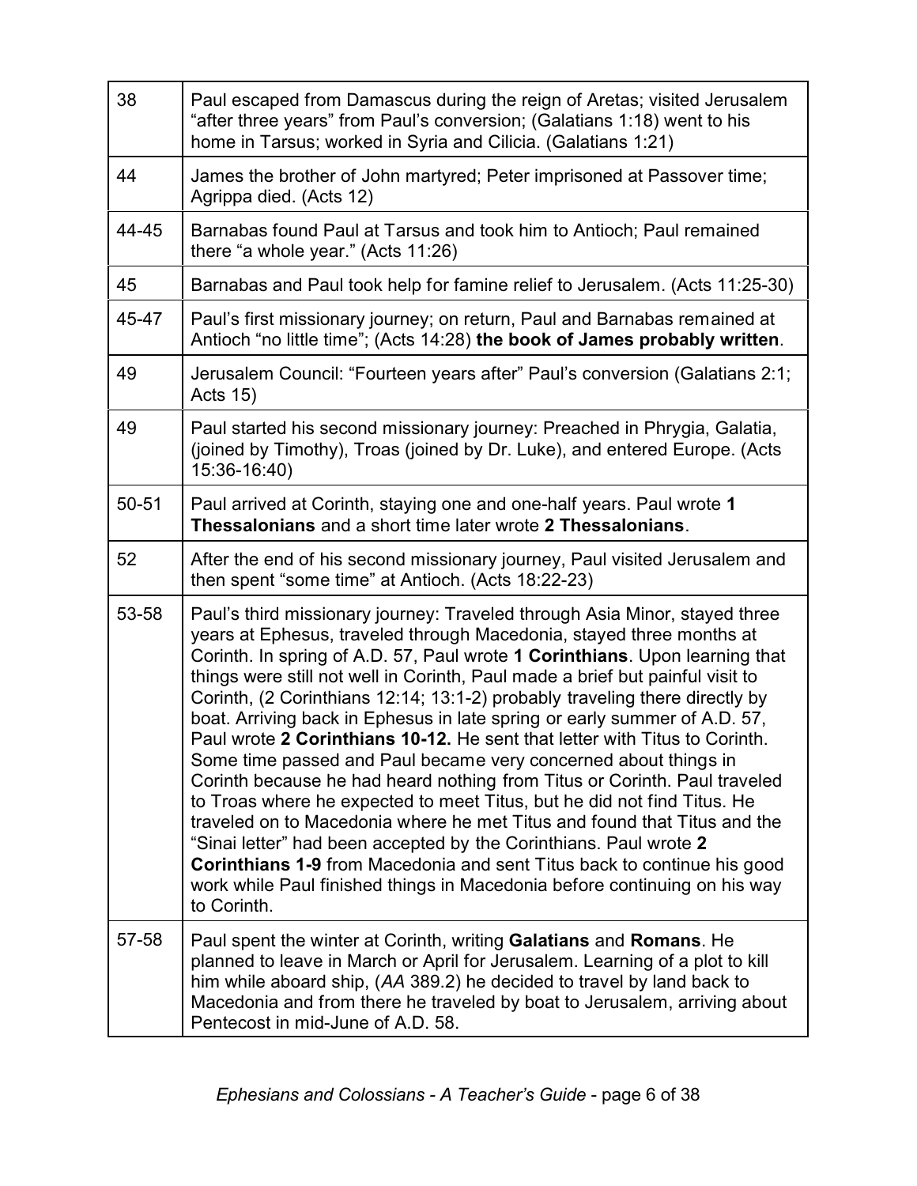| | |
|---|---|
| 38 | Paul escaped from Damascus during the reign of Aretas; visited Jerusalem "after three years" from Paul's conversion; (Galatians 1:18) went to his home in Tarsus; worked in Syria and Cilicia. (Galatians 1:21) |
| 44 | James the brother of John martyred; Peter imprisoned at Passover time; Agrippa died. (Acts 12) |
| 44-45 | Barnabas found Paul at Tarsus and took him to Antioch; Paul remained there "a whole year." (Acts 11:26) |
| 45 | Barnabas and Paul took help for famine relief to Jerusalem. (Acts 11:25-30) |
| 45-47 | Paul's first missionary journey; on return, Paul and Barnabas remained at Antioch "no little time"; (Acts 14:28) **the book of James probably written**. |
| 49 | Jerusalem Council: "Fourteen years after" Paul's conversion (Galatians 2:1; Acts 15) |
| 49 | Paul started his second missionary journey: Preached in Phrygia, Galatia, (joined by Timothy), Troas (joined by Dr. Luke), and entered Europe. (Acts 15:36-16:40) |
| 50-51 | Paul arrived at Corinth, staying one and one-half years. Paul wrote **1 Thessalonians** and a short time later wrote **2 Thessalonians**. |
| 52 | After the end of his second missionary journey, Paul visited Jerusalem and then spent "some time" at Antioch. (Acts 18:22-23) |
| 53-58 | Paul's third missionary journey: Traveled through Asia Minor, stayed three years at Ephesus, traveled through Macedonia, stayed three months at Corinth. In spring of A.D. 57, Paul wrote **1 Corinthians**. Upon learning that things were still not well in Corinth, Paul made a brief but painful visit to Corinth, (2 Corinthians 12:14; 13:1-2) probably traveling there directly by boat. Arriving back in Ephesus in late spring or early summer of A.D. 57, Paul wrote **2 Corinthians 10-12.** He sent that letter with Titus to Corinth. Some time passed and Paul became very concerned about things in Corinth because he had heard nothing from Titus or Corinth. Paul traveled to Troas where he expected to meet Titus, but he did not find Titus. He traveled on to Macedonia where he met Titus and found that Titus and the "Sinai letter" had been accepted by the Corinthians. Paul wrote **2 Corinthians 1-9** from Macedonia and sent Titus back to continue his good work while Paul finished things in Macedonia before continuing on his way to Corinth. |
| 57-58 | Paul spent the winter at Corinth, writing **Galatians** and **Romans**. He planned to leave in March or April for Jerusalem. Learning of a plot to kill him while aboard ship, (*AA* 389.2) he decided to travel by land back to Macedonia and from there he traveled by boat to Jerusalem, arriving about Pentecost in mid-June of A.D. 58. |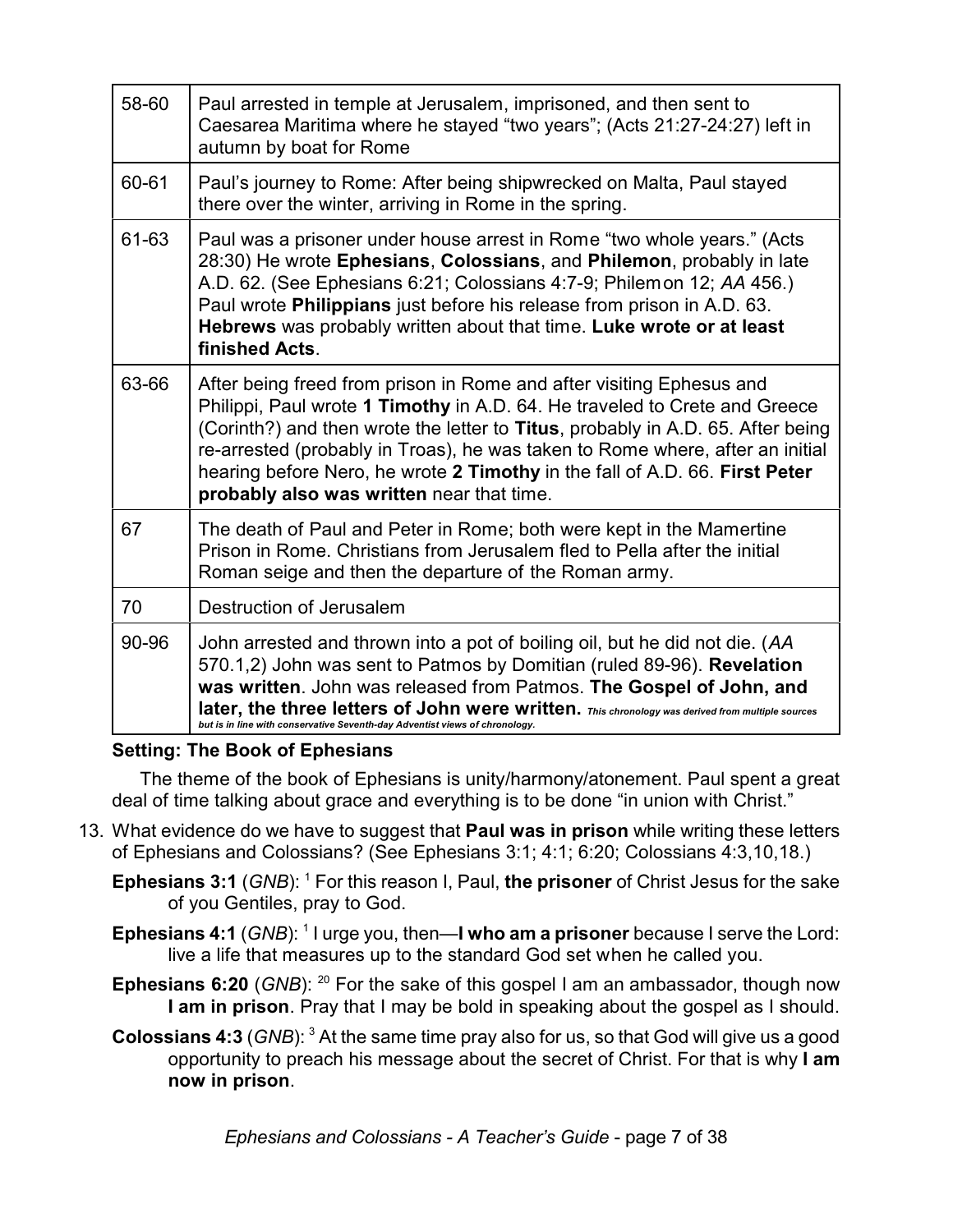| | |
|---|---|
| 58-60 | Paul arrested in temple at Jerusalem, imprisoned, and then sent to Caesarea Maritima where he stayed "two years"; (Acts 21:27-24:27) left in autumn by boat for Rome |
| 60-61 | Paul's journey to Rome: After being shipwrecked on Malta, Paul stayed there over the winter, arriving in Rome in the spring. |
| 61-63 | Paul was a prisoner under house arrest in Rome "two whole years." (Acts 28:30) He wrote **Ephesians**, **Colossians**, and **Philemon**, probably in late A.D. 62. (See Ephesians 6:21; Colossians 4:7-9; Philemon 12; *AA* 456.) Paul wrote **Philippians** just before his release from prison in A.D. 63. **Hebrews** was probably written about that time. **Luke wrote or at least finished Acts**. |
| 63-66 | After being freed from prison in Rome and after visiting Ephesus and Philippi, Paul wrote **1 Timothy** in A.D. 64. He traveled to Crete and Greece (Corinth?) and then wrote the letter to **Titus**, probably in A.D. 65. After being re-arrested (probably in Troas), he was taken to Rome where, after an initial hearing before Nero, he wrote **2 Timothy** in the fall of A.D. 66. **First Peter probably also was written** near that time. |
| 67 | The death of Paul and Peter in Rome; both were kept in the Mamertine Prison in Rome. Christians from Jerusalem fled to Pella after the initial Roman seige and then the departure of the Roman army. |
| 70 | Destruction of Jerusalem |
| 90-96 | John arrested and thrown into a pot of boiling oil, but he did not die. (*AA* 570.1,2) John was sent to Patmos by Domitian (ruled 89-96). **Revelation was written**. John was released from Patmos. **The Gospel of John, and later, the three letters of John were written.** ***This chronology was derived from multiple sources but is in line with conservative Seventh-day Adventist views of chronology.*** |

**Setting: The Book of Ephesians**

The theme of the book of Ephesians is unity/harmony/atonement. Paul spent a great deal of time talking about grace and everything is to be done "in union with Christ."

13. What evidence do we have to suggest that **Paul was in prison** while writing these letters of Ephesians and Colossians? (See Ephesians 3:1; 4:1; 6:20; Colossians 4:3,10,18.)

    **Ephesians 3:1** (*GNB*): [1] For this reason I, Paul, **the prisoner** of Christ Jesus for the sake of you Gentiles, pray to God.

    **Ephesians 4:1** (*GNB*): [1] I urge you, then—**I who am a prisoner** because I serve the Lord: live a life that measures up to the standard God set when he called you.

    **Ephesians 6:20** (*GNB*): [20] For the sake of this gospel I am an ambassador, though now **I am in prison**. Pray that I may be bold in speaking about the gospel as I should.

    **Colossians 4:3** (*GNB*): [3] At the same time pray also for us, so that God will give us a good opportunity to preach his message about the secret of Christ. For that is why **I am now in prison**.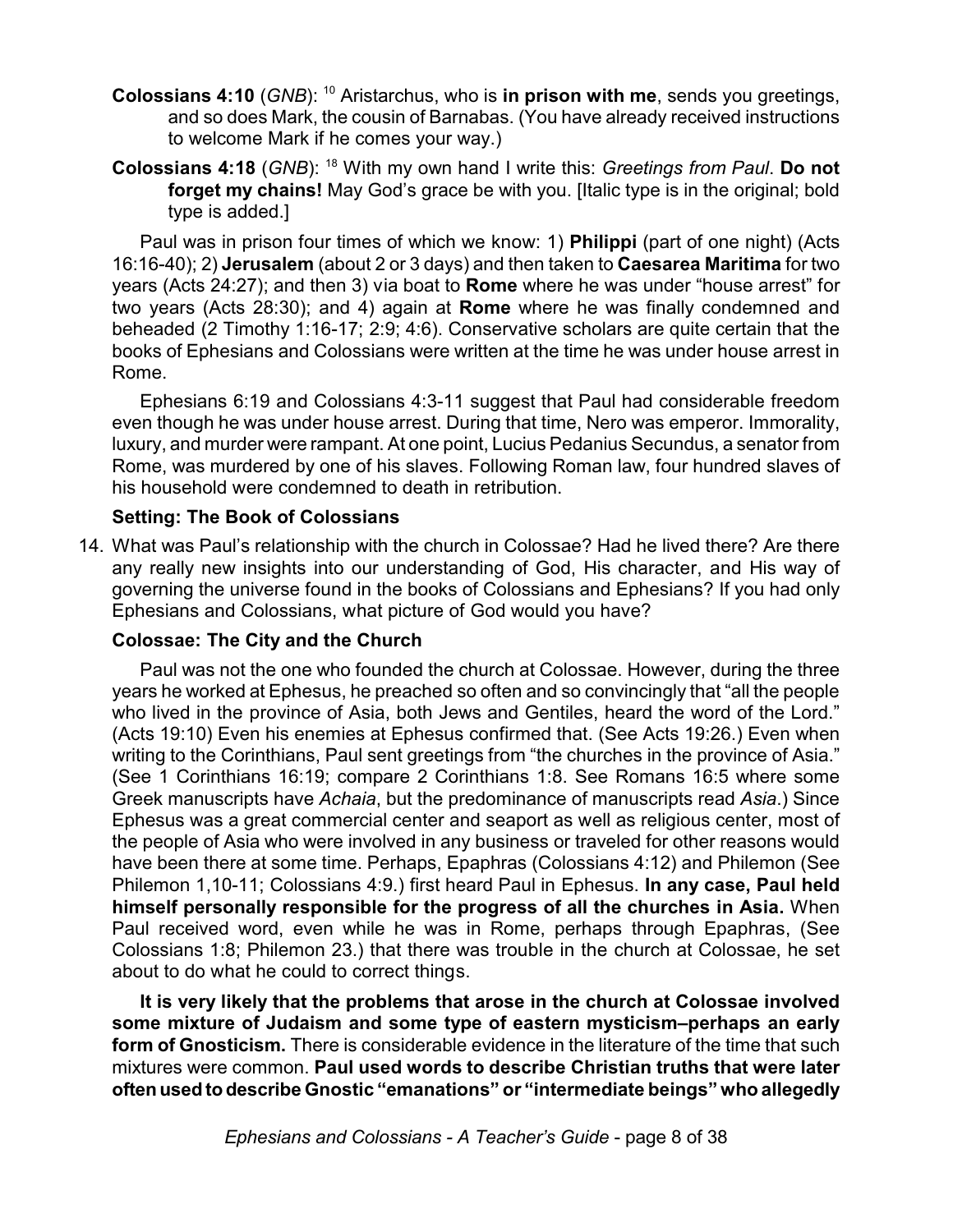**Colossians 4:10** (*GNB*): [10] Aristarchus, who is **in prison with me**, sends you greetings, and so does Mark, the cousin of Barnabas. (You have already received instructions to welcome Mark if he comes your way.)

**Colossians 4:18** (*GNB*): [18] With my own hand I write this: *Greetings from Paul*. **Do not forget my chains!** May God's grace be with you. [Italic type is in the original; bold type is added.]

Paul was in prison four times of which we know: 1) **Philippi** (part of one night) (Acts 16:16-40); 2) **Jerusalem** (about 2 or 3 days) and then taken to **Caesarea Maritima** for two years (Acts 24:27); and then 3) via boat to **Rome** where he was under "house arrest" for two years (Acts 28:30); and 4) again at **Rome** where he was finally condemned and beheaded (2 Timothy 1:16-17; 2:9; 4:6). Conservative scholars are quite certain that the books of Ephesians and Colossians were written at the time he was under house arrest in Rome.

Ephesians 6:19 and Colossians 4:3-11 suggest that Paul had considerable freedom even though he was under house arrest. During that time, Nero was emperor. Immorality, luxury, and murder were rampant. At one point, Lucius Pedanius Secundus, a senator from Rome, was murdered by one of his slaves. Following Roman law, four hundred slaves of his household were condemned to death in retribution.

### Setting: The Book of Colossians

14. What was Paul's relationship with the church in Colossae? Had he lived there? Are there any really new insights into our understanding of God, His character, and His way of governing the universe found in the books of Colossians and Ephesians? If you had only Ephesians and Colossians, what picture of God would you have?

### Colossae: The City and the Church

Paul was not the one who founded the church at Colossae. However, during the three years he worked at Ephesus, he preached so often and so convincingly that "all the people who lived in the province of Asia, both Jews and Gentiles, heard the word of the Lord." (Acts 19:10) Even his enemies at Ephesus confirmed that. (See Acts 19:26.) Even when writing to the Corinthians, Paul sent greetings from "the churches in the province of Asia." (See 1 Corinthians 16:19; compare 2 Corinthians 1:8. See Romans 16:5 where some Greek manuscripts have *Achaia*, but the predominance of manuscripts read *Asia*.) Since Ephesus was a great commercial center and seaport as well as religious center, most of the people of Asia who were involved in any business or traveled for other reasons would have been there at some time. Perhaps, Epaphras (Colossians 4:12) and Philemon (See Philemon 1,10-11; Colossians 4:9.) first heard Paul in Ephesus. **In any case, Paul held himself personally responsible for the progress of all the churches in Asia.** When Paul received word, even while he was in Rome, perhaps through Epaphras, (See Colossians 1:8; Philemon 23.) that there was trouble in the church at Colossae, he set about to do what he could to correct things.

**It is very likely that the problems that arose in the church at Colossae involved some mixture of Judaism and some type of eastern mysticism–perhaps an early form of Gnosticism.** There is considerable evidence in the literature of the time that such mixtures were common. **Paul used words to describe Christian truths that were later often used to describe Gnostic "emanations" or "intermediate beings" who allegedly**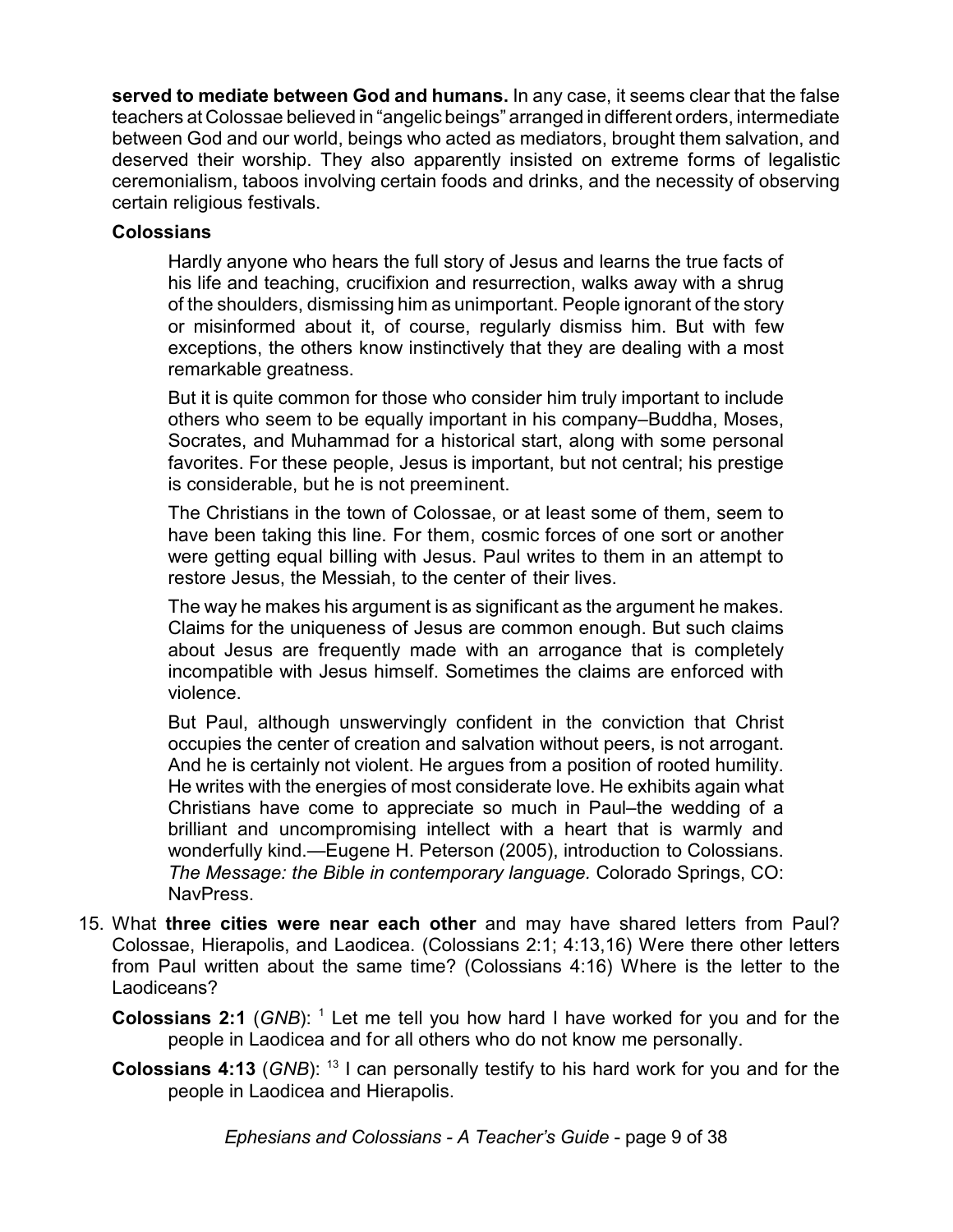**served to mediate between God and humans.** In any case, it seems clear that the false teachers at Colossae believed in "angelic beings" arranged in different orders, intermediate between God and our world, beings who acted as mediators, brought them salvation, and deserved their worship. They also apparently insisted on extreme forms of legalistic ceremonialism, taboos involving certain foods and drinks, and the necessity of observing certain religious festivals.

**Colossians**

> Hardly anyone who hears the full story of Jesus and learns the true facts of his life and teaching, crucifixion and resurrection, walks away with a shrug of the shoulders, dismissing him as unimportant. People ignorant of the story or misinformed about it, of course, regularly dismiss him. But with few exceptions, the others know instinctively that they are dealing with a most remarkable greatness.
>
> But it is quite common for those who consider him truly important to include others who seem to be equally important in his company–Buddha, Moses, Socrates, and Muhammad for a historical start, along with some personal favorites. For these people, Jesus is important, but not central; his prestige is considerable, but he is not preeminent.
>
> The Christians in the town of Colossae, or at least some of them, seem to have been taking this line. For them, cosmic forces of one sort or another were getting equal billing with Jesus. Paul writes to them in an attempt to restore Jesus, the Messiah, to the center of their lives.
>
> The way he makes his argument is as significant as the argument he makes. Claims for the uniqueness of Jesus are common enough. But such claims about Jesus are frequently made with an arrogance that is completely incompatible with Jesus himself. Sometimes the claims are enforced with violence.
>
> But Paul, although unswervingly confident in the conviction that Christ occupies the center of creation and salvation without peers, is not arrogant. And he is certainly not violent. He argues from a position of rooted humility. He writes with the energies of most considerate love. He exhibits again what Christians have come to appreciate so much in Paul–the wedding of a brilliant and uncompromising intellect with a heart that is warmly and wonderfully kind.—Eugene H. Peterson (2005), introduction to Colossians. *The Message: the Bible in contemporary language.* Colorado Springs, CO: NavPress.

15. What **three cities were near each other** and may have shared letters from Paul? Colossae, Hierapolis, and Laodicea. (Colossians 2:1; 4:13,16) Were there other letters from Paul written about the same time? (Colossians 4:16) Where is the letter to the Laodiceans?

    **Colossians 2:1** (*GNB*): [1] Let me tell you how hard I have worked for you and for the people in Laodicea and for all others who do not know me personally.

    **Colossians 4:13** (*GNB*): [13] I can personally testify to his hard work for you and for the people in Laodicea and Hierapolis.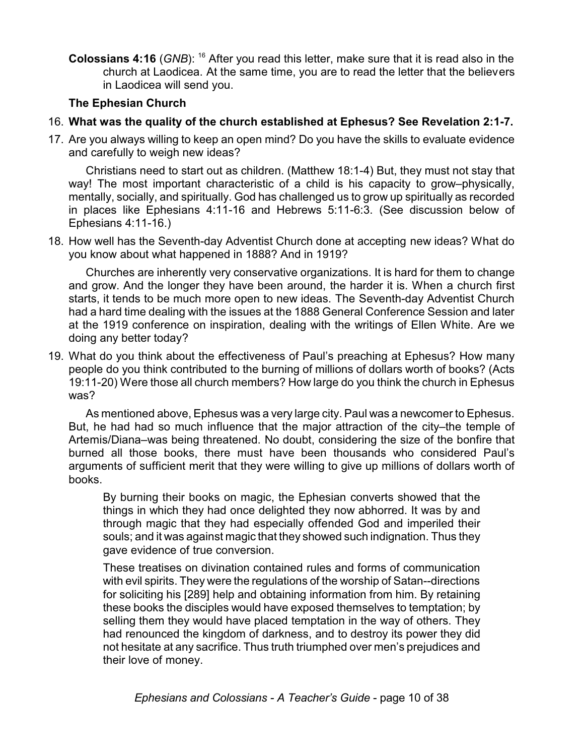**Colossians 4:16** (*GNB*): [16] After you read this letter, make sure that it is read also in the church at Laodicea. At the same time, you are to read the letter that the believers in Laodicea will send you.

**The Ephesian Church**

16. **What was the quality of the church established at Ephesus? See Revelation 2:1-7.**

17. Are you always willing to keep an open mind? Do you have the skills to evaluate evidence and carefully to weigh new ideas?

    Christians need to start out as children. (Matthew 18:1-4) But, they must not stay that way! The most important characteristic of a child is his capacity to grow–physically, mentally, socially, and spiritually. God has challenged us to grow up spiritually as recorded in places like Ephesians 4:11-16 and Hebrews 5:11-6:3. (See discussion below of Ephesians 4:11-16.)

18. How well has the Seventh-day Adventist Church done at accepting new ideas? What do you know about what happened in 1888? And in 1919?

    Churches are inherently very conservative organizations. It is hard for them to change and grow. And the longer they have been around, the harder it is. When a church first starts, it tends to be much more open to new ideas. The Seventh-day Adventist Church had a hard time dealing with the issues at the 1888 General Conference Session and later at the 1919 conference on inspiration, dealing with the writings of Ellen White. Are we doing any better today?

19. What do you think about the effectiveness of Paul's preaching at Ephesus? How many people do you think contributed to the burning of millions of dollars worth of books? (Acts 19:11-20) Were those all church members? How large do you think the church in Ephesus was?

    As mentioned above, Ephesus was a very large city. Paul was a newcomer to Ephesus. But, he had had so much influence that the major attraction of the city–the temple of Artemis/Diana–was being threatened. No doubt, considering the size of the bonfire that burned all those books, there must have been thousands who considered Paul's arguments of sufficient merit that they were willing to give up millions of dollars worth of books.

    > By burning their books on magic, the Ephesian converts showed that the things in which they had once delighted they now abhorred. It was by and through magic that they had especially offended God and imperiled their souls; and it was against magic that they showed such indignation. Thus they gave evidence of true conversion.
    >
    > These treatises on divination contained rules and forms of communication with evil spirits. They were the regulations of the worship of Satan--directions for soliciting his [289] help and obtaining information from him. By retaining these books the disciples would have exposed themselves to temptation; by selling them they would have placed temptation in the way of others. They had renounced the kingdom of darkness, and to destroy its power they did not hesitate at any sacrifice. Thus truth triumphed over men's prejudices and their love of money.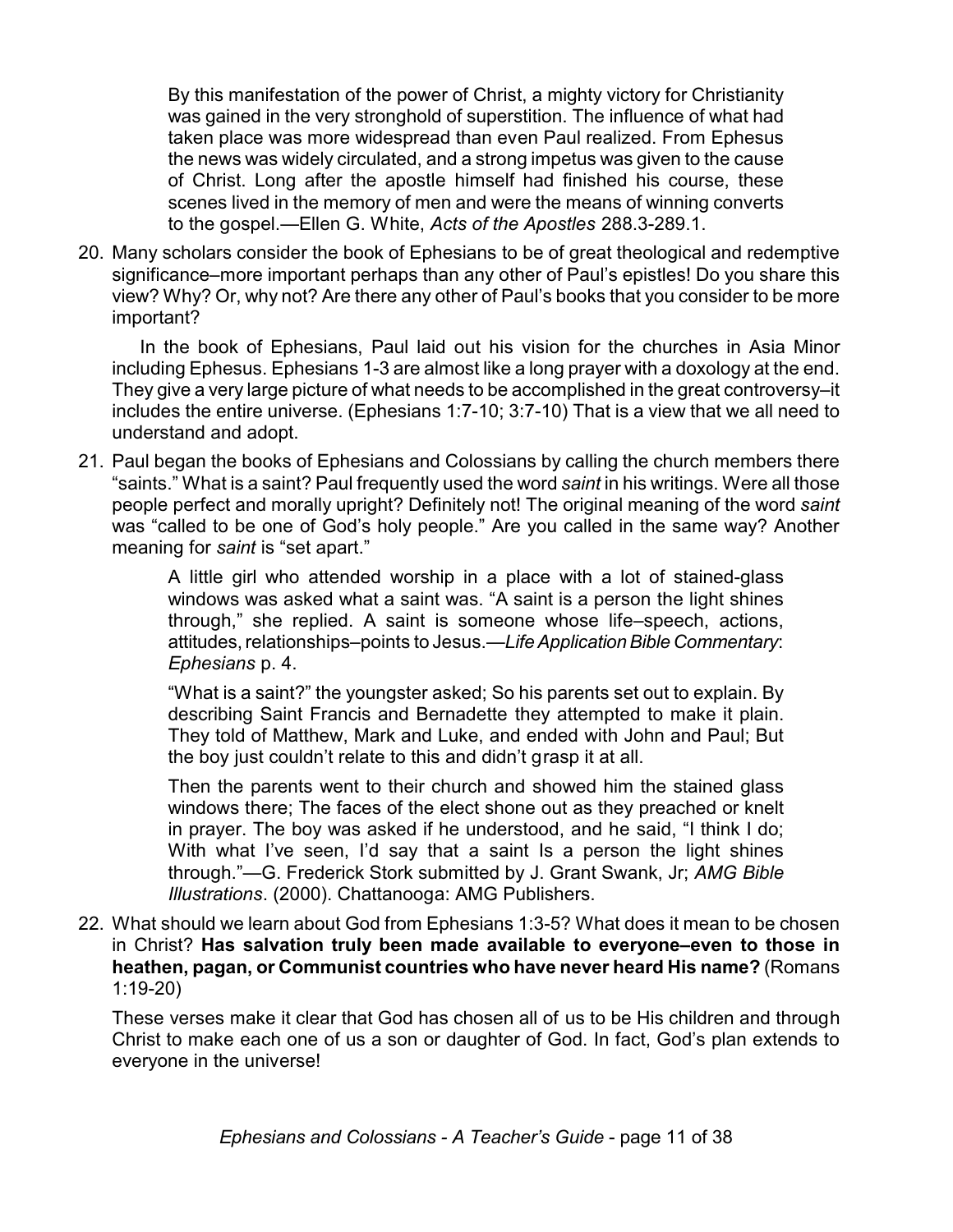> By this manifestation of the power of Christ, a mighty victory for Christianity was gained in the very stronghold of superstition. The influence of what had taken place was more widespread than even Paul realized. From Ephesus the news was widely circulated, and a strong impetus was given to the cause of Christ. Long after the apostle himself had finished his course, these scenes lived in the memory of men and were the means of winning converts to the gospel.—Ellen G. White, *Acts of the Apostles* 288.3-289.1.

20. Many scholars consider the book of Ephesians to be of great theological and redemptive significance–more important perhaps than any other of Paul's epistles! Do you share this view? Why? Or, why not? Are there any other of Paul's books that you consider to be more important?

    In the book of Ephesians, Paul laid out his vision for the churches in Asia Minor including Ephesus. Ephesians 1-3 are almost like a long prayer with a doxology at the end. They give a very large picture of what needs to be accomplished in the great controversy–it includes the entire universe. (Ephesians 1:7-10; 3:7-10) That is a view that we all need to understand and adopt.

21. Paul began the books of Ephesians and Colossians by calling the church members there "saints." What is a saint? Paul frequently used the word *saint* in his writings. Were all those people perfect and morally upright? Definitely not! The original meaning of the word *saint* was "called to be one of God's holy people." Are you called in the same way? Another meaning for *saint* is "set apart."

    > A little girl who attended worship in a place with a lot of stained-glass windows was asked what a saint was. "A saint is a person the light shines through," she replied. A saint is someone whose life–speech, actions, attitudes, relationships–points to Jesus.—*Life Application Bible Commentary*: *Ephesians* p. 4.
    >
    > "What is a saint?" the youngster asked; So his parents set out to explain. By describing Saint Francis and Bernadette they attempted to make it plain. They told of Matthew, Mark and Luke, and ended with John and Paul; But the boy just couldn't relate to this and didn't grasp it at all.
    >
    > Then the parents went to their church and showed him the stained glass windows there; The faces of the elect shone out as they preached or knelt in prayer. The boy was asked if he understood, and he said, "I think I do; With what I've seen, I'd say that a saint Is a person the light shines through."—G. Frederick Stork submitted by J. Grant Swank, Jr; *AMG Bible Illustrations*. (2000). Chattanooga: AMG Publishers.

22. What should we learn about God from Ephesians 1:3-5? What does it mean to be chosen in Christ? **Has salvation truly been made available to everyone–even to those in heathen, pagan, or Communist countries who have never heard His name?** (Romans 1:19-20)

    These verses make it clear that God has chosen all of us to be His children and through Christ to make each one of us a son or daughter of God. In fact, God's plan extends to everyone in the universe!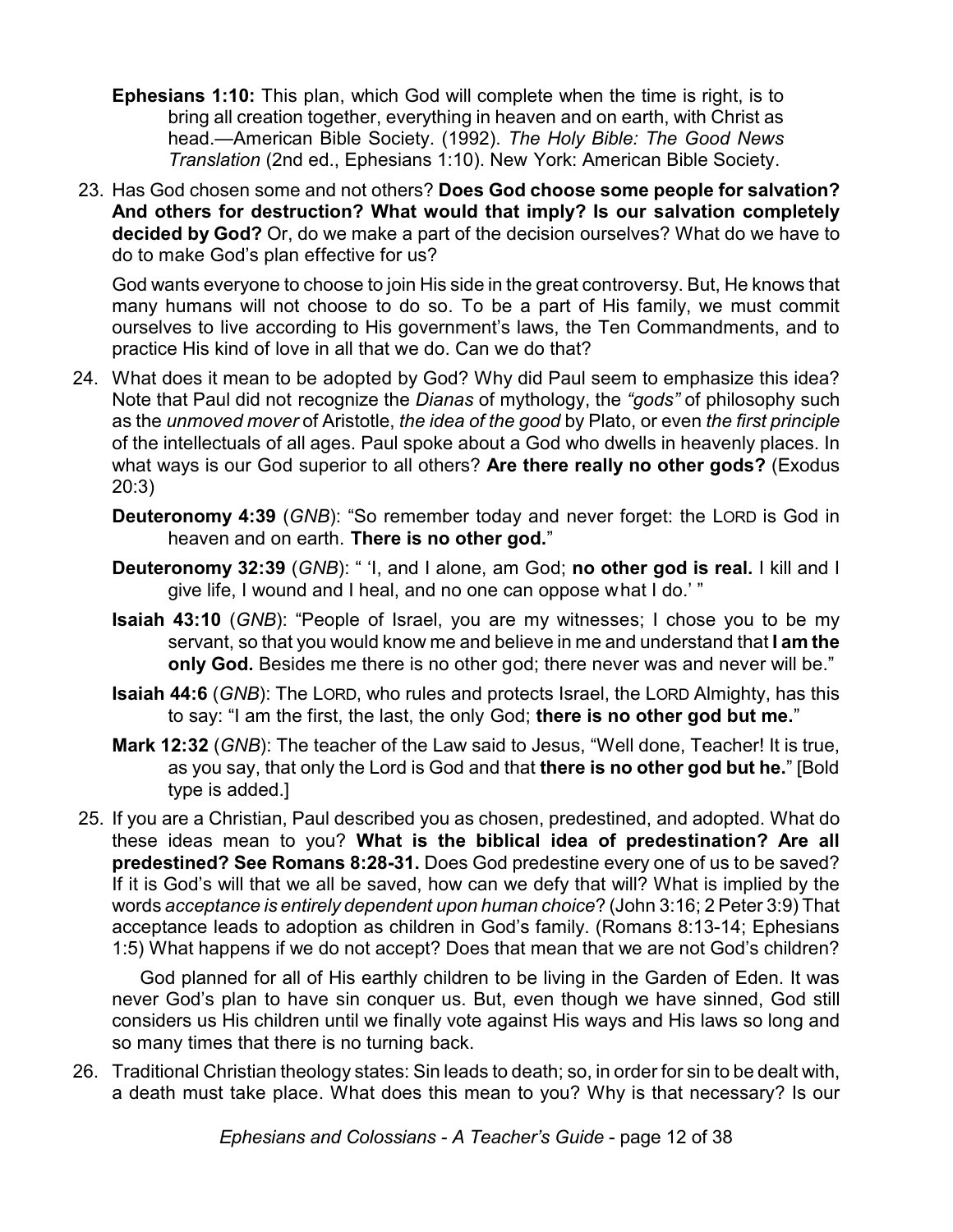**Ephesians 1:10:** This plan, which God will complete when the time is right, is to bring all creation together, everything in heaven and on earth, with Christ as head.—American Bible Society. (1992). *The Holy Bible: The Good News Translation* (2nd ed., Ephesians 1:10). New York: American Bible Society.

23. Has God chosen some and not others? **Does God choose some people for salvation? And others for destruction? What would that imply? Is our salvation completely decided by God?** Or, do we make a part of the decision ourselves? What do we have to do to make God's plan effective for us?

    God wants everyone to choose to join His side in the great controversy. But, He knows that many humans will not choose to do so. To be a part of His family, we must commit ourselves to live according to His government's laws, the Ten Commandments, and to practice His kind of love in all that we do. Can we do that?

24. What does it mean to be adopted by God? Why did Paul seem to emphasize this idea? Note that Paul did not recognize the *Dianas* of mythology, the *"gods"* of philosophy such as the *unmoved mover* of Aristotle, *the idea of the good* by Plato, or even *the first principle* of the intellectuals of all ages. Paul spoke about a God who dwells in heavenly places. In what ways is our God superior to all others? **Are there really no other gods?** (Exodus 20:3)

    **Deuteronomy 4:39** (*GNB*): "So remember today and never forget: the LORD is God in heaven and on earth. **There is no other god.**"

    **Deuteronomy 32:39** (*GNB*): " 'I, and I alone, am God; **no other god is real.** I kill and I give life, I wound and I heal, and no one can oppose what I do.' "

    **Isaiah 43:10** (*GNB*): "People of Israel, you are my witnesses; I chose you to be my servant, so that you would know me and believe in me and understand that **I am the only God.** Besides me there is no other god; there never was and never will be."

    **Isaiah 44:6** (*GNB*): The LORD, who rules and protects Israel, the LORD Almighty, has this to say: "I am the first, the last, the only God; **there is no other god but me.**"

    **Mark 12:32** (*GNB*): The teacher of the Law said to Jesus, "Well done, Teacher! It is true, as you say, that only the Lord is God and that **there is no other god but he.**" [Bold type is added.]

25. If you are a Christian, Paul described you as chosen, predestined, and adopted. What do these ideas mean to you? **What is the biblical idea of predestination? Are all predestined? See Romans 8:28-31.** Does God predestine every one of us to be saved? If it is God's will that we all be saved, how can we defy that will? What is implied by the words *acceptance is entirely dependent upon human choice*? (John 3:16; 2 Peter 3:9) That acceptance leads to adoption as children in God's family. (Romans 8:13-14; Ephesians 1:5) What happens if we do not accept? Does that mean that we are not God's children?

    God planned for all of His earthly children to be living in the Garden of Eden. It was never God's plan to have sin conquer us. But, even though we have sinned, God still considers us His children until we finally vote against His ways and His laws so long and so many times that there is no turning back.

26. Traditional Christian theology states: Sin leads to death; so, in order for sin to be dealt with, a death must take place. What does this mean to you? Why is that necessary? Is our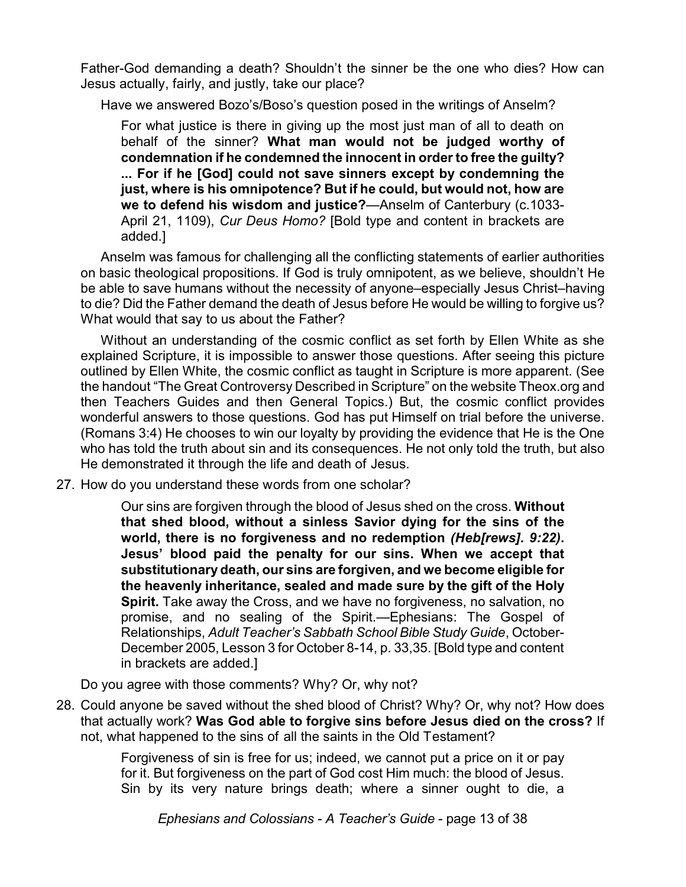Father-God demanding a death? Shouldn't the sinner be the one who dies? How can Jesus actually, fairly, and justly, take our place?

Have we answered Bozo's/Boso's question posed in the writings of Anselm?

> For what justice is there in giving up the most just man of all to death on behalf of the sinner? **What man would not be judged worthy of condemnation if he condemned the innocent in order to free the guilty? ... For if he [God] could not save sinners except by condemning the just, where is his omnipotence? But if he could, but would not, how are we to defend his wisdom and justice?**—Anselm of Canterbury (c.1033-April 21, 1109), *Cur Deus Homo?* [Bold type and content in brackets are added.]

Anselm was famous for challenging all the conflicting statements of earlier authorities on basic theological propositions. If God is truly omnipotent, as we believe, shouldn't He be able to save humans without the necessity of anyone–especially Jesus Christ–having to die? Did the Father demand the death of Jesus before He would be willing to forgive us? What would that say to us about the Father?

Without an understanding of the cosmic conflict as set forth by Ellen White as she explained Scripture, it is impossible to answer those questions. After seeing this picture outlined by Ellen White, the cosmic conflict as taught in Scripture is more apparent. (See the handout "The Great Controversy Described in Scripture" on the website Theox.org and then Teachers Guides and then General Topics.) But, the cosmic conflict provides wonderful answers to those questions. God has put Himself on trial before the universe. (Romans 3:4) He chooses to win our loyalty by providing the evidence that He is the One who has told the truth about sin and its consequences. He not only told the truth, but also He demonstrated it through the life and death of Jesus.

27. How do you understand these words from one scholar?

> Our sins are forgiven through the blood of Jesus shed on the cross. **Without that shed blood, without a sinless Savior dying for the sins of the world, there is no forgiveness and no redemption *(Heb[rews]. 9:22)*. Jesus' blood paid the penalty for our sins. When we accept that substitutionary death, our sins are forgiven, and we become eligible for the heavenly inheritance, sealed and made sure by the gift of the Holy Spirit.** Take away the Cross, and we have no forgiveness, no salvation, no promise, and no sealing of the Spirit.—Ephesians: The Gospel of Relationships, *Adult Teacher's Sabbath School Bible Study Guide*, October-December 2005, Lesson 3 for October 8-14, p. 33,35. [Bold type and content in brackets are added.]

Do you agree with those comments? Why? Or, why not?

28. Could anyone be saved without the shed blood of Christ? Why? Or, why not? How does that actually work? **Was God able to forgive sins before Jesus died on the cross?** If not, what happened to the sins of all the saints in the Old Testament?

> Forgiveness of sin is free for us; indeed, we cannot put a price on it or pay for it. But forgiveness on the part of God cost Him much: the blood of Jesus. Sin by its very nature brings death; where a sinner ought to die, a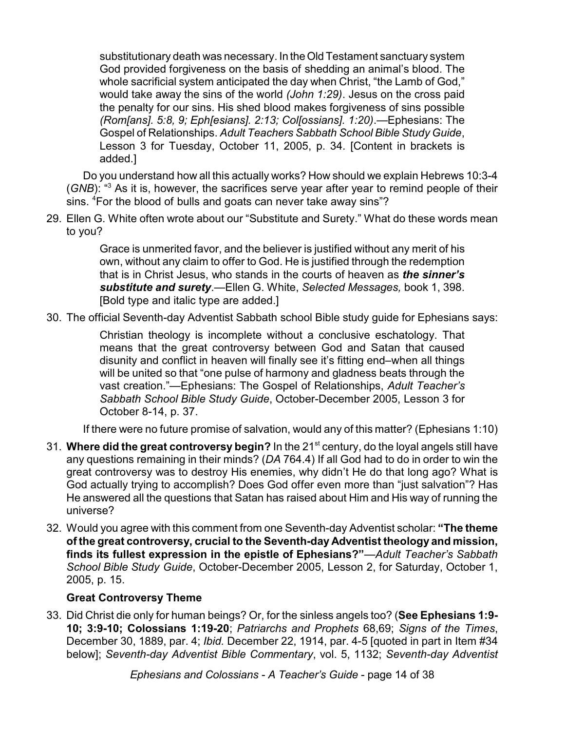> substitutionary death was necessary. In the Old Testament sanctuary system God provided forgiveness on the basis of shedding an animal's blood. The whole sacrificial system anticipated the day when Christ, "the Lamb of God," would take away the sins of the world *(John 1:29)*. Jesus on the cross paid the penalty for our sins. His shed blood makes forgiveness of sins possible *(Rom[ans]. 5:8, 9; Eph[esians]. 2:13; Col[ossians]. 1:20)*.—Ephesians: The Gospel of Relationships. *Adult Teachers Sabbath School Bible Study Guide*, Lesson 3 for Tuesday, October 11, 2005, p. 34. [Content in brackets is added.]

Do you understand how all this actually works? How should we explain Hebrews 10:3-4 (*GNB*): "[3] As it is, however, the sacrifices serve year after year to remind people of their sins. [4]For the blood of bulls and goats can never take away sins"?

29. Ellen G. White often wrote about our "Substitute and Surety." What do these words mean to you?

> Grace is unmerited favor, and the believer is justified without any merit of his own, without any claim to offer to God. He is justified through the redemption that is in Christ Jesus, who stands in the courts of heaven as ***the sinner's substitute and surety***.—Ellen G. White, *Selected Messages,* book 1, 398. [Bold type and italic type are added.]

30. The official Seventh-day Adventist Sabbath school Bible study guide for Ephesians says:

> Christian theology is incomplete without a conclusive eschatology. That means that the great controversy between God and Satan that caused disunity and conflict in heaven will finally see it's fitting end–when all things will be united so that "one pulse of harmony and gladness beats through the vast creation."—Ephesians: The Gospel of Relationships, *Adult Teacher's Sabbath School Bible Study Guide*, October-December 2005, Lesson 3 for October 8-14, p. 37.

If there were no future promise of salvation, would any of this matter? (Ephesians 1:10)

31. **Where did the great controversy begin?** In the 21st century, do the loyal angels still have any questions remaining in their minds? (*DA* 764.4) If all God had to do in order to win the great controversy was to destroy His enemies, why didn't He do that long ago? What is God actually trying to accomplish? Does God offer even more than "just salvation"? Has He answered all the questions that Satan has raised about Him and His way of running the universe?

32. Would you agree with this comment from one Seventh-day Adventist scholar: **"The theme of the great controversy, crucial to the Seventh-day Adventist theology and mission, finds its fullest expression in the epistle of Ephesians?"**—*Adult Teacher's Sabbath School Bible Study Guide*, October-December 2005, Lesson 2, for Saturday, October 1, 2005, p. 15.

### Great Controversy Theme

33. Did Christ die only for human beings? Or, for the sinless angels too? (**See Ephesians 1:9-10; 3:9-10; Colossians 1:19-20**; *Patriarchs and Prophets* 68,69; *Signs of the Times*, December 30, 1889, par. 4; *Ibid.* December 22, 1914, par. 4-5 [quoted in part in Item #34 below]; *Seventh-day Adventist Bible Commentary*, vol. 5, 1132; *Seventh-day Adventist*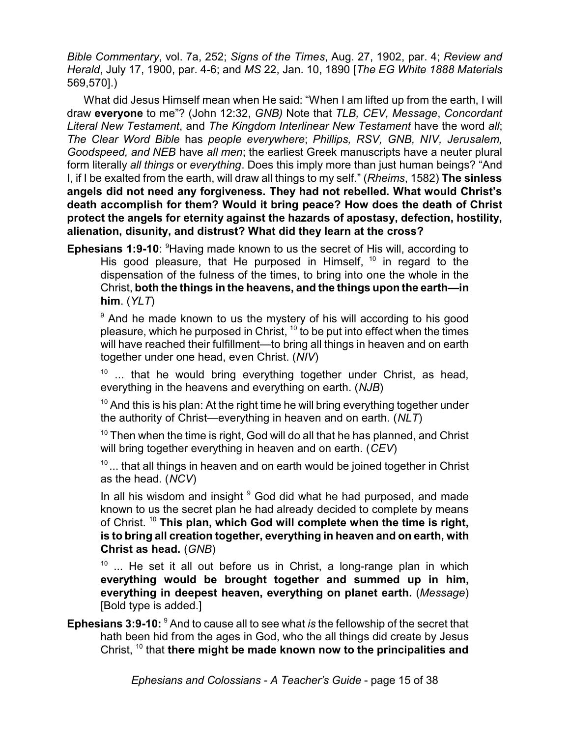*Bible Commentary*, vol. 7a, 252; *Signs of the Times*, Aug. 27, 1902, par. 4; *Review and Herald*, July 17, 1900, par. 4-6; and *MS* 22, Jan. 10, 1890 [*The EG White 1888 Materials* 569,570].)

What did Jesus Himself mean when He said: "When I am lifted up from the earth, I will draw **everyone** to me"? (John 12:32, *GNB)* Note that *TLB, CEV, Message*, *Concordant Literal New Testament*, and *The Kingdom Interlinear New Testament* have the word *all*; *The Clear Word Bible* has *people everywhere*; *Phillips, RSV, GNB, NIV, Jerusalem, Goodspeed, and NEB* have *all men*; the earliest Greek manuscripts have a neuter plural form literally *all things* or *everything*. Does this imply more than just human beings? "And I, if I be exalted from the earth, will draw all things to my self." (*Rheims*, 1582) **The sinless angels did not need any forgiveness. They had not rebelled. What would Christ's death accomplish for them? Would it bring peace? How does the death of Christ protect the angels for eternity against the hazards of apostasy, defection, hostility, alienation, disunity, and distrust? What did they learn at the cross?**

**Ephesians 1:9-10**: [9]Having made known to us the secret of His will, according to His good pleasure, that He purposed in Himself, [10] in regard to the dispensation of the fulness of the times, to bring into one the whole in the Christ, **both the things in the heavens, and the things upon the earth—in him**. (*YLT*)

> [9] And he made known to us the mystery of his will according to his good pleasure, which he purposed in Christ, [10] to be put into effect when the times will have reached their fulfillment—to bring all things in heaven and on earth together under one head, even Christ. (*NIV*)
>
> [10] ... that he would bring everything together under Christ, as head, everything in the heavens and everything on earth. (*NJB*)
>
> [10] And this is his plan: At the right time he will bring everything together under the authority of Christ—everything in heaven and on earth. (*NLT*)
>
> [10] Then when the time is right, God will do all that he has planned, and Christ will bring together everything in heaven and on earth. (*CEV*)
>
> [10] ... that all things in heaven and on earth would be joined together in Christ as the head. (*NCV*)
>
> In all his wisdom and insight [9] God did what he had purposed, and made known to us the secret plan he had already decided to complete by means of Christ. [10] **This plan, which God will complete when the time is right, is to bring all creation together, everything in heaven and on earth, with Christ as head.** (*GNB*)
>
> [10] ... He set it all out before us in Christ, a long-range plan in which **everything would be brought together and summed up in him, everything in deepest heaven, everything on planet earth.** (*Message*) [Bold type is added.]

**Ephesians 3:9-10:** [9] And to cause all to see what *is* the fellowship of the secret that hath been hid from the ages in God, who the all things did create by Jesus Christ, [10] that **there might be made known now to the principalities and**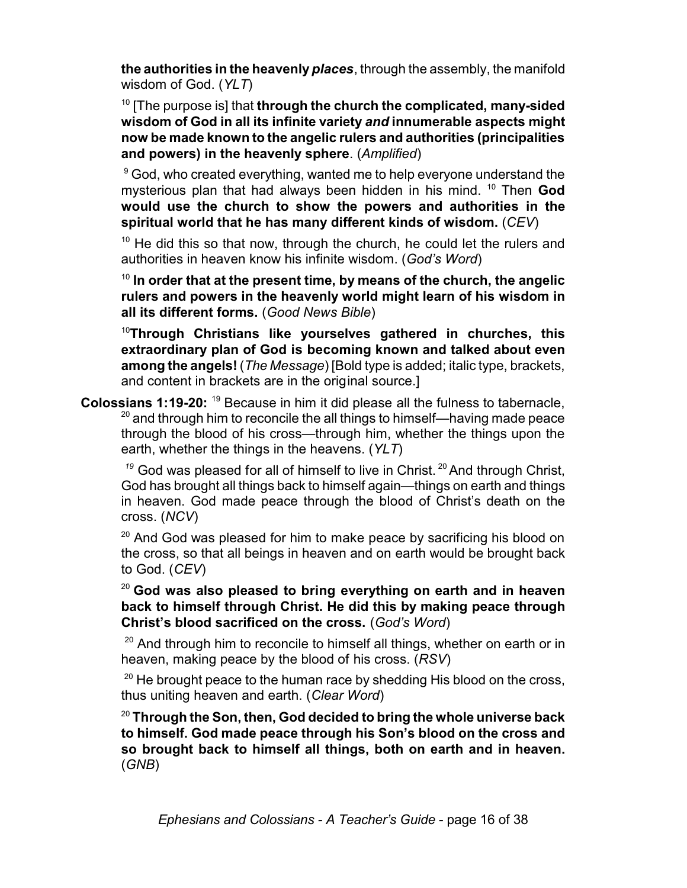**the authorities in the heavenly *places***, through the assembly, the manifold wisdom of God. (*YLT*)

[10] [The purpose is] that **through the church the complicated, many-sided wisdom of God in all its infinite variety *and* innumerable aspects might now be made known to the angelic rulers and authorities (principalities and powers) in the heavenly sphere**. (*Amplified*)

[9] God, who created everything, wanted me to help everyone understand the mysterious plan that had always been hidden in his mind. [10] Then **God would use the church to show the powers and authorities in the spiritual world that he has many different kinds of wisdom.** (*CEV*)

[10] He did this so that now, through the church, he could let the rulers and authorities in heaven know his infinite wisdom. (*God's Word*)

[10] **In order that at the present time, by means of the church, the angelic rulers and powers in the heavenly world might learn of his wisdom in all its different forms.** (*Good News Bible*)

[10]**Through Christians like yourselves gathered in churches, this extraordinary plan of God is becoming known and talked about even among the angels!** (*The Message*) [Bold type is added; italic type, brackets, and content in brackets are in the original source.]

**Colossians 1:19-20:** [19] Because in him it did please all the fulness to tabernacle, [20] and through him to reconcile the all things to himself—having made peace through the blood of his cross—through him, whether the things upon the earth, whether the things in the heavens. (*YLT*)

[19] God was pleased for all of himself to live in Christ. [20] And through Christ, God has brought all things back to himself again—things on earth and things in heaven. God made peace through the blood of Christ's death on the cross. (*NCV*)

[20] And God was pleased for him to make peace by sacrificing his blood on the cross, so that all beings in heaven and on earth would be brought back to God. (*CEV*)

[20] **God was also pleased to bring everything on earth and in heaven back to himself through Christ. He did this by making peace through Christ's blood sacrificed on the cross.** (*God's Word*)

[20] And through him to reconcile to himself all things, whether on earth or in heaven, making peace by the blood of his cross. (*RSV*)

[20] He brought peace to the human race by shedding His blood on the cross, thus uniting heaven and earth. (*Clear Word*)

[20] **Through the Son, then, God decided to bring the whole universe back to himself. God made peace through his Son's blood on the cross and so brought back to himself all things, both on earth and in heaven.** (*GNB*)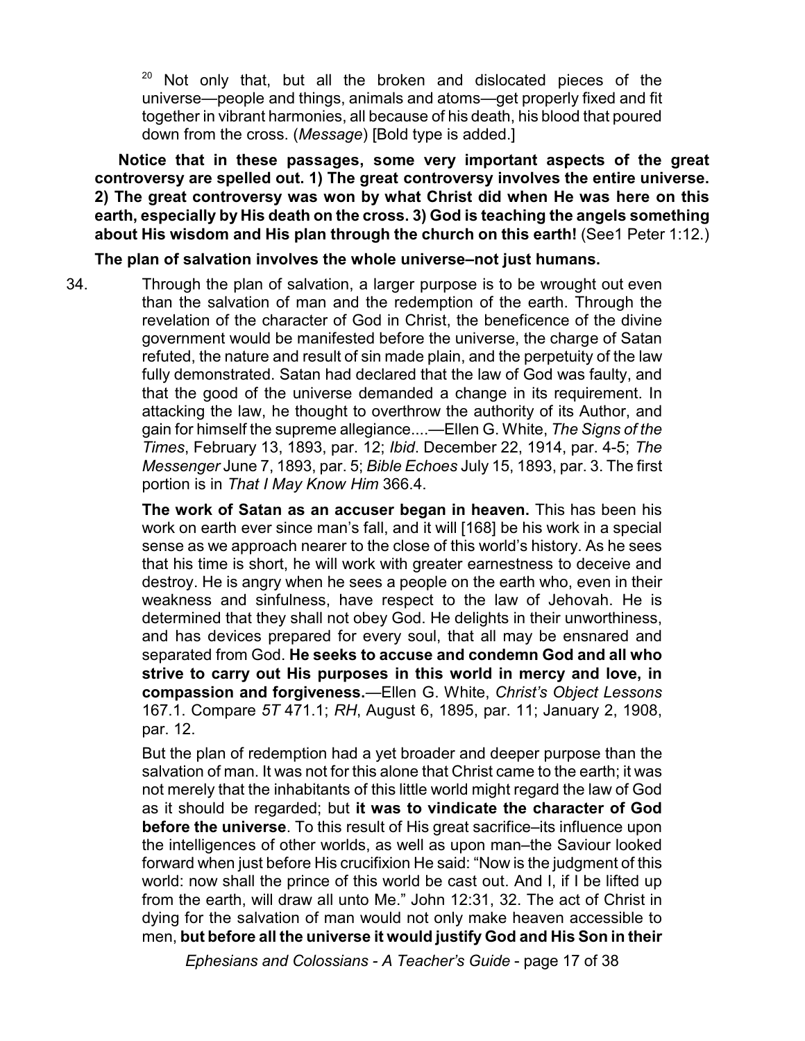[20] Not only that, but all the broken and dislocated pieces of the universe—people and things, animals and atoms—get properly fixed and fit together in vibrant harmonies, all because of his death, his blood that poured down from the cross. (*Message*) [Bold type is added.]

**Notice that in these passages, some very important aspects of the great controversy are spelled out. 1) The great controversy involves the entire universe. 2) The great controversy was won by what Christ did when He was here on this earth, especially by His death on the cross. 3) God is teaching the angels something about His wisdom and His plan through the church on this earth!** (See1 Peter 1:12.)

**The plan of salvation involves the whole universe–not just humans.**

34. Through the plan of salvation, a larger purpose is to be wrought out even than the salvation of man and the redemption of the earth. Through the revelation of the character of God in Christ, the beneficence of the divine government would be manifested before the universe, the charge of Satan refuted, the nature and result of sin made plain, and the perpetuity of the law fully demonstrated. Satan had declared that the law of God was faulty, and that the good of the universe demanded a change in its requirement. In attacking the law, he thought to overthrow the authority of its Author, and gain for himself the supreme allegiance....—Ellen G. White, *The Signs of the Times*, February 13, 1893, par. 12; *Ibid*. December 22, 1914, par. 4-5; *The Messenger* June 7, 1893, par. 5; *Bible Echoes* July 15, 1893, par. 3. The first portion is in *That I May Know Him* 366.4.

    **The work of Satan as an accuser began in heaven.** This has been his work on earth ever since man's fall, and it will [168] be his work in a special sense as we approach nearer to the close of this world's history. As he sees that his time is short, he will work with greater earnestness to deceive and destroy. He is angry when he sees a people on the earth who, even in their weakness and sinfulness, have respect to the law of Jehovah. He is determined that they shall not obey God. He delights in their unworthiness, and has devices prepared for every soul, that all may be ensnared and separated from God. **He seeks to accuse and condemn God and all who strive to carry out His purposes in this world in mercy and love, in compassion and forgiveness.**—Ellen G. White, *Christ's Object Lessons* 167.1. Compare *5T* 471.1; *RH*, August 6, 1895, par. 11; January 2, 1908, par. 12.

    But the plan of redemption had a yet broader and deeper purpose than the salvation of man. It was not for this alone that Christ came to the earth; it was not merely that the inhabitants of this little world might regard the law of God as it should be regarded; but **it was to vindicate the character of God before the universe**. To this result of His great sacrifice–its influence upon the intelligences of other worlds, as well as upon man–the Saviour looked forward when just before His crucifixion He said: "Now is the judgment of this world: now shall the prince of this world be cast out. And I, if I be lifted up from the earth, will draw all unto Me." John 12:31, 32. The act of Christ in dying for the salvation of man would not only make heaven accessible to men, **but before all the universe it would justify God and His Son in their**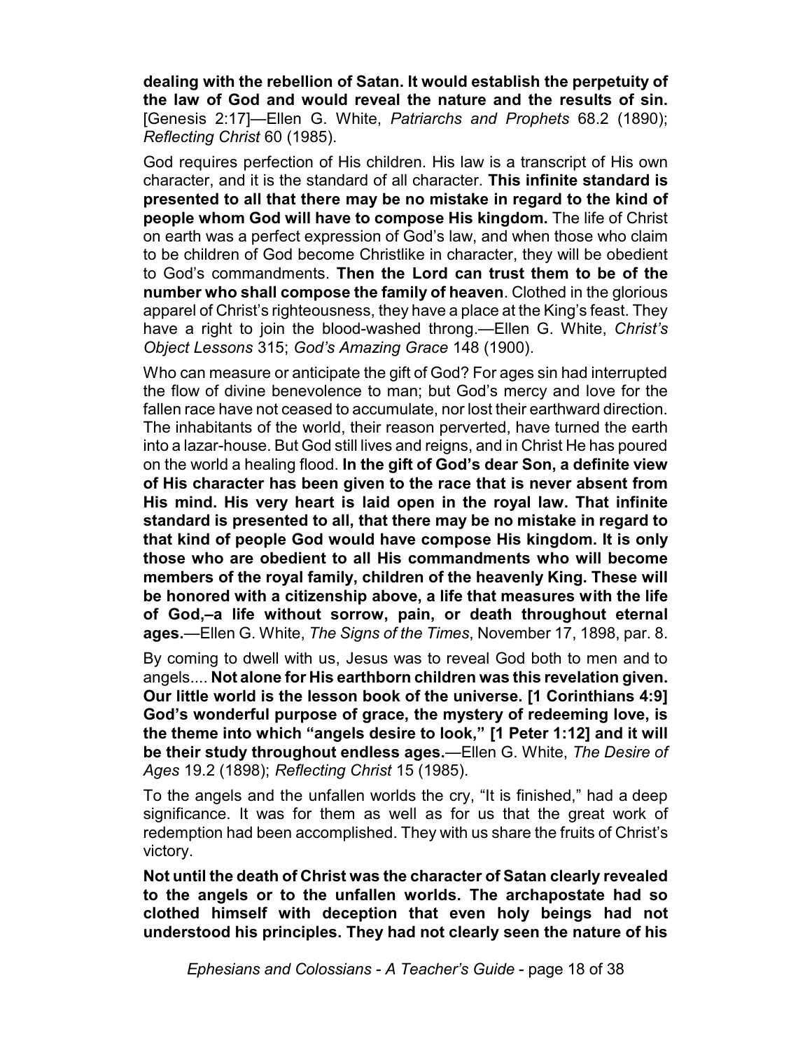**dealing with the rebellion of Satan. It would establish the perpetuity of the law of God and would reveal the nature and the results of sin.** [Genesis 2:17]—Ellen G. White, *Patriarchs and Prophets* 68.2 (1890); *Reflecting Christ* 60 (1985).

God requires perfection of His children. His law is a transcript of His own character, and it is the standard of all character. **This infinite standard is presented to all that there may be no mistake in regard to the kind of people whom God will have to compose His kingdom.** The life of Christ on earth was a perfect expression of God's law, and when those who claim to be children of God become Christlike in character, they will be obedient to God's commandments. **Then the Lord can trust them to be of the number who shall compose the family of heaven**. Clothed in the glorious apparel of Christ's righteousness, they have a place at the King's feast. They have a right to join the blood-washed throng.—Ellen G. White, *Christ's Object Lessons* 315; *God's Amazing Grace* 148 (1900).

Who can measure or anticipate the gift of God? For ages sin had interrupted the flow of divine benevolence to man; but God's mercy and love for the fallen race have not ceased to accumulate, nor lost their earthward direction. The inhabitants of the world, their reason perverted, have turned the earth into a lazar-house. But God still lives and reigns, and in Christ He has poured on the world a healing flood. **In the gift of God's dear Son, a definite view of His character has been given to the race that is never absent from His mind. His very heart is laid open in the royal law. That infinite standard is presented to all, that there may be no mistake in regard to that kind of people God would have compose His kingdom. It is only those who are obedient to all His commandments who will become members of the royal family, children of the heavenly King. These will be honored with a citizenship above, a life that measures with the life of God,–a life without sorrow, pain, or death throughout eternal ages.**—Ellen G. White, *The Signs of the Times*, November 17, 1898, par. 8.

By coming to dwell with us, Jesus was to reveal God both to men and to angels.... **Not alone for His earthborn children was this revelation given. Our little world is the lesson book of the universe. [1 Corinthians 4:9] God's wonderful purpose of grace, the mystery of redeeming love, is the theme into which "angels desire to look," [1 Peter 1:12] and it will be their study throughout endless ages.**—Ellen G. White, *The Desire of Ages* 19.2 (1898); *Reflecting Christ* 15 (1985).

To the angels and the unfallen worlds the cry, "It is finished," had a deep significance. It was for them as well as for us that the great work of redemption had been accomplished. They with us share the fruits of Christ's victory.

**Not until the death of Christ was the character of Satan clearly revealed to the angels or to the unfallen worlds. The archapostate had so clothed himself with deception that even holy beings had not understood his principles. They had not clearly seen the nature of his**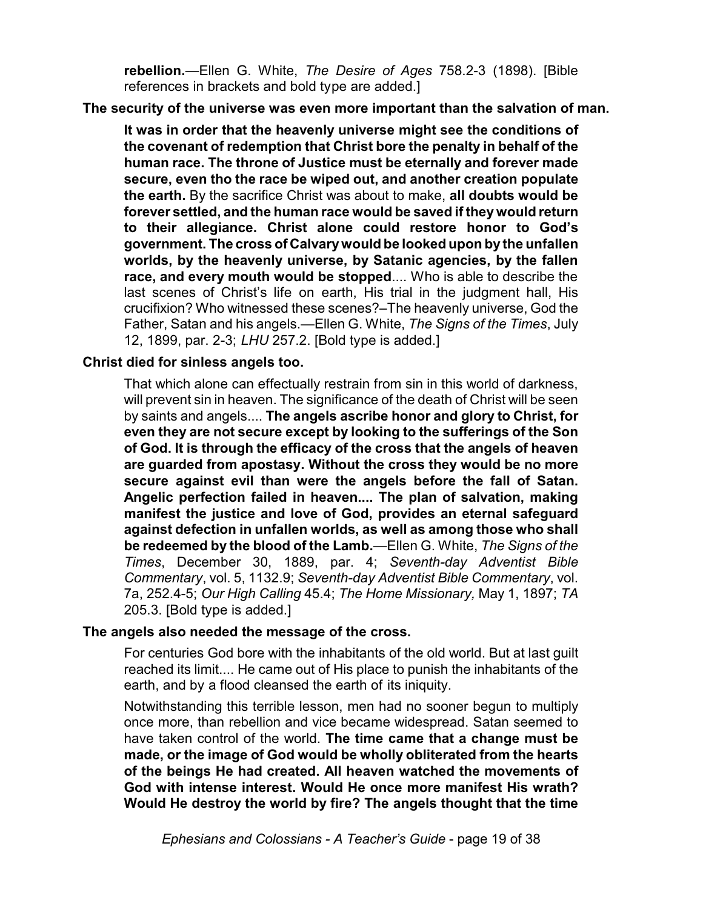**rebellion.**—Ellen G. White, *The Desire of Ages* 758.2-3 (1898). [Bible references in brackets and bold type are added.]

**The security of the universe was even more important than the salvation of man.**

> **It was in order that the heavenly universe might see the conditions of the covenant of redemption that Christ bore the penalty in behalf of the human race. The throne of Justice must be eternally and forever made secure, even tho the race be wiped out, and another creation populate the earth.** By the sacrifice Christ was about to make, **all doubts would be forever settled, and the human race would be saved if they would return to their allegiance. Christ alone could restore honor to God's government. The cross of Calvary would be looked upon by the unfallen worlds, by the heavenly universe, by Satanic agencies, by the fallen race, and every mouth would be stopped**.... Who is able to describe the last scenes of Christ's life on earth, His trial in the judgment hall, His crucifixion? Who witnessed these scenes?–The heavenly universe, God the Father, Satan and his angels.—Ellen G. White, *The Signs of the Times*, July 12, 1899, par. 2-3; *LHU* 257.2. [Bold type is added.]

**Christ died for sinless angels too.**

> That which alone can effectually restrain from sin in this world of darkness, will prevent sin in heaven. The significance of the death of Christ will be seen by saints and angels.... **The angels ascribe honor and glory to Christ, for even they are not secure except by looking to the sufferings of the Son of God. It is through the efficacy of the cross that the angels of heaven are guarded from apostasy. Without the cross they would be no more secure against evil than were the angels before the fall of Satan. Angelic perfection failed in heaven.... The plan of salvation, making manifest the justice and love of God, provides an eternal safeguard against defection in unfallen worlds, as well as among those who shall be redeemed by the blood of the Lamb.**—Ellen G. White, *The Signs of the Times*, December 30, 1889, par. 4; *Seventh-day Adventist Bible Commentary*, vol. 5, 1132.9; *Seventh-day Adventist Bible Commentary*, vol. 7a, 252.4-5; *Our High Calling* 45.4; *The Home Missionary,* May 1, 1897; *TA* 205.3. [Bold type is added.]

**The angels also needed the message of the cross.**

> For centuries God bore with the inhabitants of the old world. But at last guilt reached its limit.... He came out of His place to punish the inhabitants of the earth, and by a flood cleansed the earth of its iniquity.
>
> Notwithstanding this terrible lesson, men had no sooner begun to multiply once more, than rebellion and vice became widespread. Satan seemed to have taken control of the world. **The time came that a change must be made, or the image of God would be wholly obliterated from the hearts of the beings He had created. All heaven watched the movements of God with intense interest. Would He once more manifest His wrath? Would He destroy the world by fire? The angels thought that the time**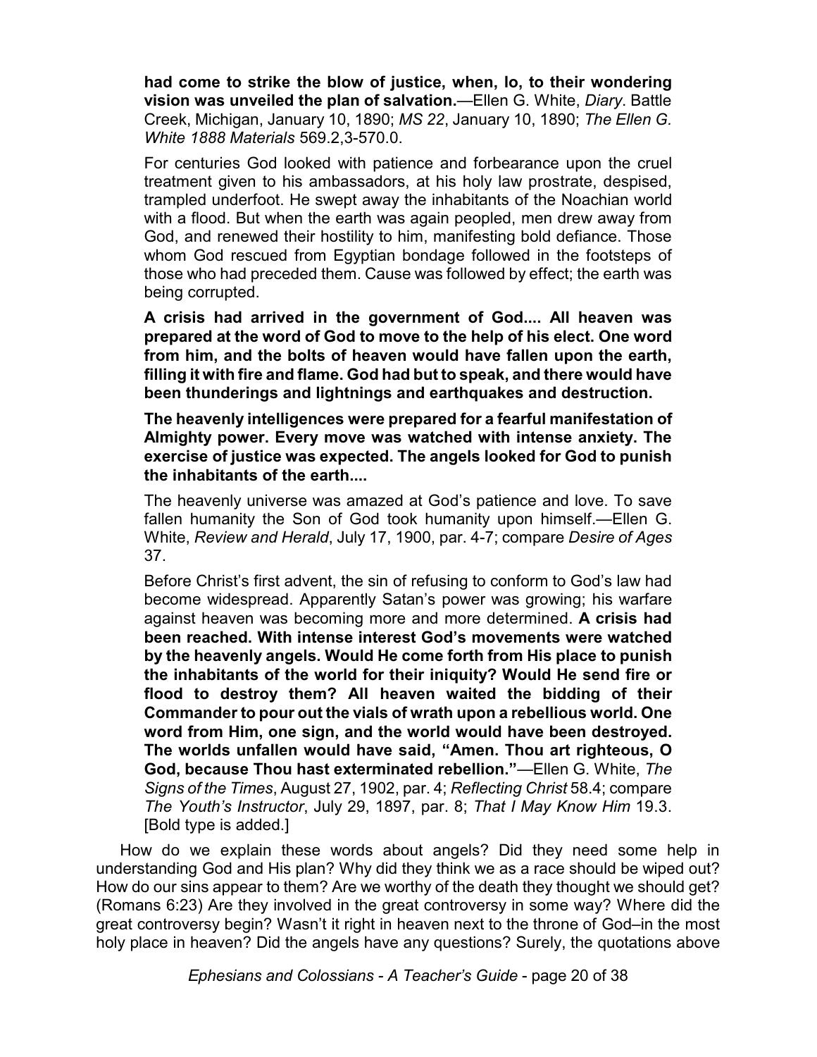**had come to strike the blow of justice, when, lo, to their wondering vision was unveiled the plan of salvation.**—Ellen G. White, *Diary*. Battle Creek, Michigan, January 10, 1890; *MS 22*, January 10, 1890; *The Ellen G. White 1888 Materials* 569.2,3-570.0.

For centuries God looked with patience and forbearance upon the cruel treatment given to his ambassadors, at his holy law prostrate, despised, trampled underfoot. He swept away the inhabitants of the Noachian world with a flood. But when the earth was again peopled, men drew away from God, and renewed their hostility to him, manifesting bold defiance. Those whom God rescued from Egyptian bondage followed in the footsteps of those who had preceded them. Cause was followed by effect; the earth was being corrupted.

**A crisis had arrived in the government of God.... All heaven was prepared at the word of God to move to the help of his elect. One word from him, and the bolts of heaven would have fallen upon the earth, filling it with fire and flame. God had but to speak, and there would have been thunderings and lightnings and earthquakes and destruction.**

**The heavenly intelligences were prepared for a fearful manifestation of Almighty power. Every move was watched with intense anxiety. The exercise of justice was expected. The angels looked for God to punish the inhabitants of the earth....**

The heavenly universe was amazed at God's patience and love. To save fallen humanity the Son of God took humanity upon himself.—Ellen G. White, *Review and Herald*, July 17, 1900, par. 4-7; compare *Desire of Ages* 37.

Before Christ's first advent, the sin of refusing to conform to God's law had become widespread. Apparently Satan's power was growing; his warfare against heaven was becoming more and more determined. **A crisis had been reached. With intense interest God's movements were watched by the heavenly angels. Would He come forth from His place to punish the inhabitants of the world for their iniquity? Would He send fire or flood to destroy them? All heaven waited the bidding of their Commander to pour out the vials of wrath upon a rebellious world. One word from Him, one sign, and the world would have been destroyed. The worlds unfallen would have said, "Amen. Thou art righteous, O God, because Thou hast exterminated rebellion."**—Ellen G. White, *The Signs of the Times*, August 27, 1902, par. 4; *Reflecting Christ* 58.4; compare *The Youth's Instructor*, July 29, 1897, par. 8; *That I May Know Him* 19.3. [Bold type is added.]

How do we explain these words about angels? Did they need some help in understanding God and His plan? Why did they think we as a race should be wiped out? How do our sins appear to them? Are we worthy of the death they thought we should get? (Romans 6:23) Are they involved in the great controversy in some way? Where did the great controversy begin? Wasn't it right in heaven next to the throne of God–in the most holy place in heaven? Did the angels have any questions? Surely, the quotations above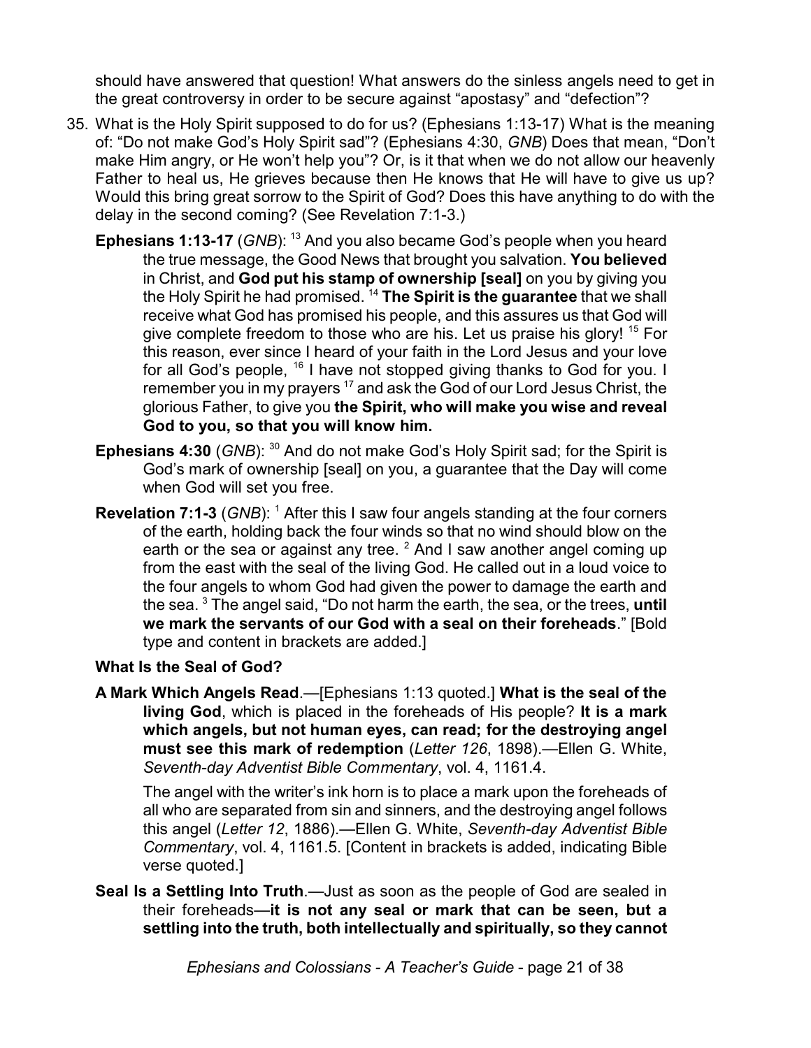should have answered that question! What answers do the sinless angels need to get in the great controversy in order to be secure against "apostasy" and "defection"?

35. What is the Holy Spirit supposed to do for us? (Ephesians 1:13-17) What is the meaning of: "Do not make God's Holy Spirit sad"? (Ephesians 4:30, *GNB*) Does that mean, "Don't make Him angry, or He won't help you"? Or, is it that when we do not allow our heavenly Father to heal us, He grieves because then He knows that He will have to give us up? Would this bring great sorrow to the Spirit of God? Does this have anything to do with the delay in the second coming? (See Revelation 7:1-3.)

**Ephesians 1:13-17** (*GNB*): [13] And you also became God's people when you heard the true message, the Good News that brought you salvation. **You believed** in Christ, and **God put his stamp of ownership [seal]** on you by giving you the Holy Spirit he had promised. [14] **The Spirit is the guarantee** that we shall receive what God has promised his people, and this assures us that God will give complete freedom to those who are his. Let us praise his glory! [15] For this reason, ever since I heard of your faith in the Lord Jesus and your love for all God's people, [16] I have not stopped giving thanks to God for you. I remember you in my prayers [17] and ask the God of our Lord Jesus Christ, the glorious Father, to give you **the Spirit, who will make you wise and reveal God to you, so that you will know him.**

**Ephesians 4:30** (*GNB*): [30] And do not make God's Holy Spirit sad; for the Spirit is God's mark of ownership [seal] on you, a guarantee that the Day will come when God will set you free.

**Revelation 7:1-3** (*GNB*): [1] After this I saw four angels standing at the four corners of the earth, holding back the four winds so that no wind should blow on the earth or the sea or against any tree. [2] And I saw another angel coming up from the east with the seal of the living God. He called out in a loud voice to the four angels to whom God had given the power to damage the earth and the sea. [3] The angel said, "Do not harm the earth, the sea, or the trees, **until we mark the servants of our God with a seal on their foreheads**." [Bold type and content in brackets are added.]

**What Is the Seal of God?**

**A Mark Which Angels Read**.—[Ephesians 1:13 quoted.] **What is the seal of the living God**, which is placed in the foreheads of His people? **It is a mark which angels, but not human eyes, can read; for the destroying angel must see this mark of redemption** (*Letter 126*, 1898).—Ellen G. White, *Seventh-day Adventist Bible Commentary*, vol. 4, 1161.4.

The angel with the writer's ink horn is to place a mark upon the foreheads of all who are separated from sin and sinners, and the destroying angel follows this angel (*Letter 12*, 1886).—Ellen G. White, *Seventh-day Adventist Bible Commentary*, vol. 4, 1161.5. [Content in brackets is added, indicating Bible verse quoted.]

**Seal Is a Settling Into Truth**.—Just as soon as the people of God are sealed in their foreheads—**it is not any seal or mark that can be seen, but a settling into the truth, both intellectually and spiritually, so they cannot**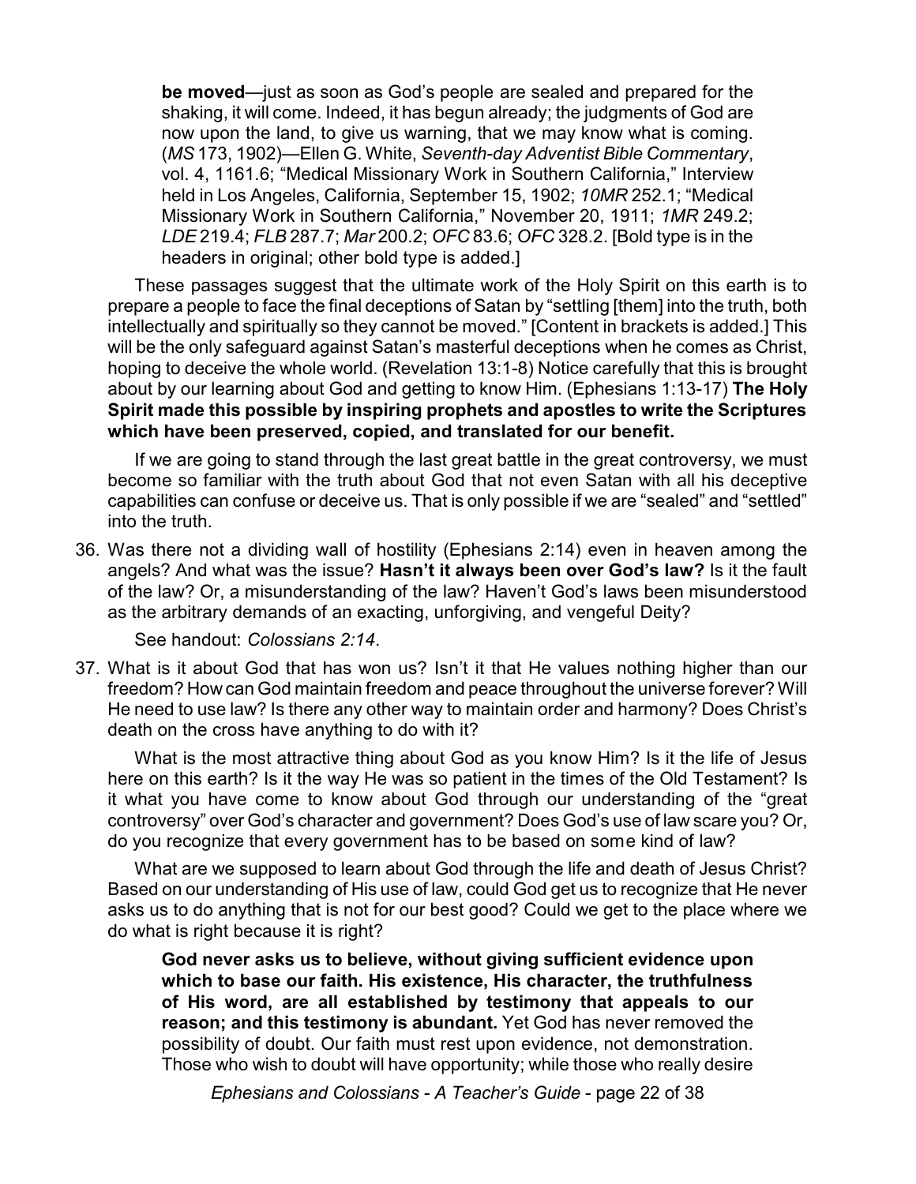> **be moved**—just as soon as God's people are sealed and prepared for the shaking, it will come. Indeed, it has begun already; the judgments of God are now upon the land, to give us warning, that we may know what is coming. (*MS* 173, 1902)—Ellen G. White, *Seventh-day Adventist Bible Commentary*, vol. 4, 1161.6; "Medical Missionary Work in Southern California," Interview held in Los Angeles, California, September 15, 1902; *10MR* 252.1; "Medical Missionary Work in Southern California," November 20, 1911; *1MR* 249.2; *LDE* 219.4; *FLB* 287.7; *Mar* 200.2; *OFC* 83.6; *OFC* 328.2. [Bold type is in the headers in original; other bold type is added.]

These passages suggest that the ultimate work of the Holy Spirit on this earth is to prepare a people to face the final deceptions of Satan by "settling [them] into the truth, both intellectually and spiritually so they cannot be moved." [Content in brackets is added.] This will be the only safeguard against Satan's masterful deceptions when he comes as Christ, hoping to deceive the whole world. (Revelation 13:1-8) Notice carefully that this is brought about by our learning about God and getting to know Him. (Ephesians 1:13-17) **The Holy Spirit made this possible by inspiring prophets and apostles to write the Scriptures which have been preserved, copied, and translated for our benefit.**

If we are going to stand through the last great battle in the great controversy, we must become so familiar with the truth about God that not even Satan with all his deceptive capabilities can confuse or deceive us. That is only possible if we are "sealed" and "settled" into the truth.

36. Was there not a dividing wall of hostility (Ephesians 2:14) even in heaven among the angels? And what was the issue? **Hasn't it always been over God's law?** Is it the fault of the law? Or, a misunderstanding of the law? Haven't God's laws been misunderstood as the arbitrary demands of an exacting, unforgiving, and vengeful Deity?

    See handout: *Colossians 2:14*.

37. What is it about God that has won us? Isn't it that He values nothing higher than our freedom? How can God maintain freedom and peace throughout the universe forever? Will He need to use law? Is there any other way to maintain order and harmony? Does Christ's death on the cross have anything to do with it?

    What is the most attractive thing about God as you know Him? Is it the life of Jesus here on this earth? Is it the way He was so patient in the times of the Old Testament? Is it what you have come to know about God through our understanding of the "great controversy" over God's character and government? Does God's use of law scare you? Or, do you recognize that every government has to be based on some kind of law?

    What are we supposed to learn about God through the life and death of Jesus Christ? Based on our understanding of His use of law, could God get us to recognize that He never asks us to do anything that is not for our best good? Could we get to the place where we do what is right because it is right?

    > **God never asks us to believe, without giving sufficient evidence upon which to base our faith. His existence, His character, the truthfulness of His word, are all established by testimony that appeals to our reason; and this testimony is abundant.** Yet God has never removed the possibility of doubt. Our faith must rest upon evidence, not demonstration. Those who wish to doubt will have opportunity; while those who really desire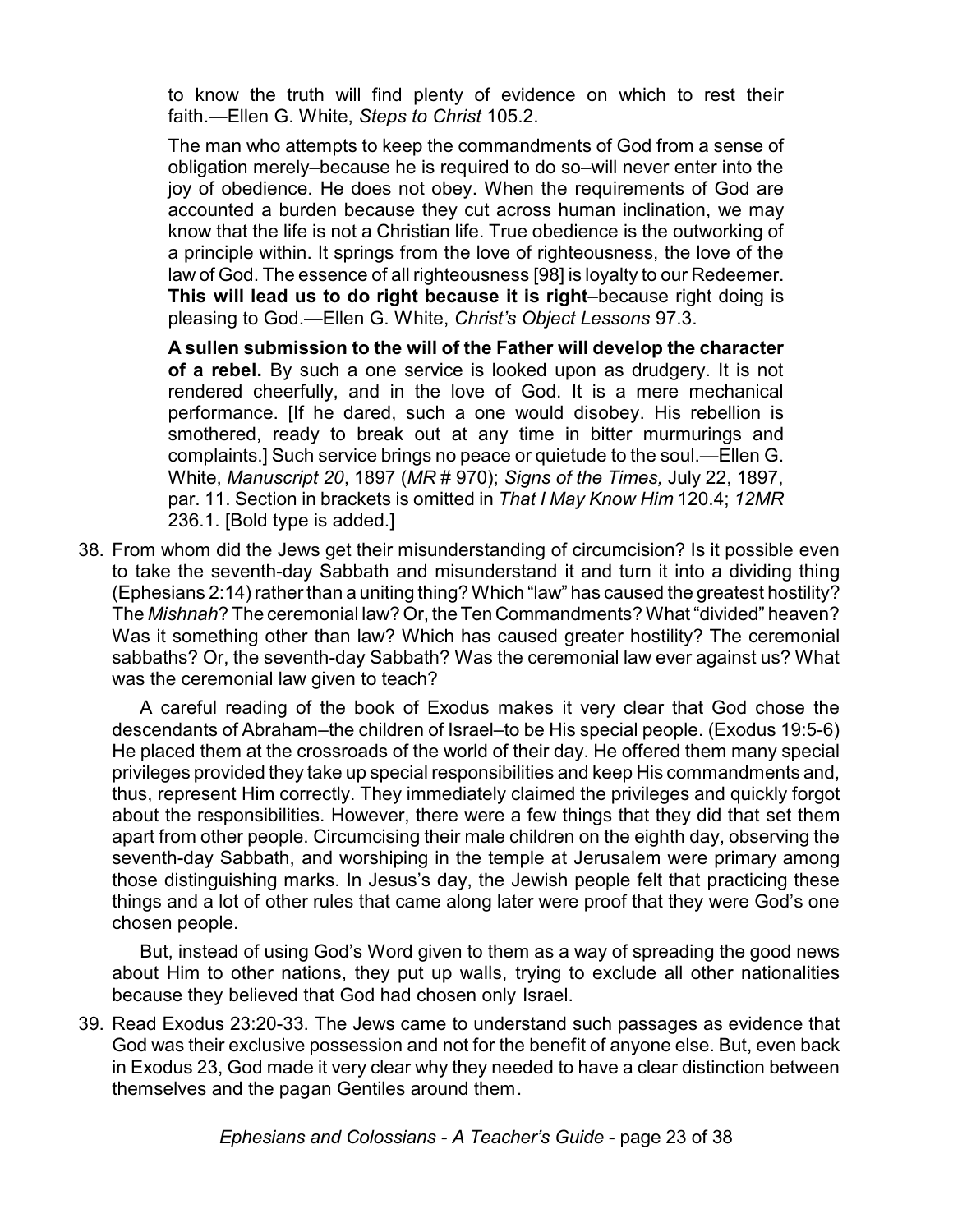to know the truth will find plenty of evidence on which to rest their faith.—Ellen G. White, *Steps to Christ* 105.2.

The man who attempts to keep the commandments of God from a sense of obligation merely–because he is required to do so–will never enter into the joy of obedience. He does not obey. When the requirements of God are accounted a burden because they cut across human inclination, we may know that the life is not a Christian life. True obedience is the outworking of a principle within. It springs from the love of righteousness, the love of the law of God. The essence of all righteousness [98] is loyalty to our Redeemer. **This will lead us to do right because it is right**–because right doing is pleasing to God.—Ellen G. White, *Christ's Object Lessons* 97.3.

**A sullen submission to the will of the Father will develop the character of a rebel.** By such a one service is looked upon as drudgery. It is not rendered cheerfully, and in the love of God. It is a mere mechanical performance. [If he dared, such a one would disobey. His rebellion is smothered, ready to break out at any time in bitter murmurings and complaints.] Such service brings no peace or quietude to the soul.—Ellen G. White, *Manuscript 20*, 1897 (*MR* # 970); *Signs of the Times,* July 22, 1897, par. 11. Section in brackets is omitted in *That I May Know Him* 120.4; *12MR* 236.1. [Bold type is added.]

38. From whom did the Jews get their misunderstanding of circumcision? Is it possible even to take the seventh-day Sabbath and misunderstand it and turn it into a dividing thing (Ephesians 2:14) rather than a uniting thing? Which "law" has caused the greatest hostility? The *Mishnah*? The ceremonial law? Or, the Ten Commandments? What "divided" heaven? Was it something other than law? Which has caused greater hostility? The ceremonial sabbaths? Or, the seventh-day Sabbath? Was the ceremonial law ever against us? What was the ceremonial law given to teach?

    A careful reading of the book of Exodus makes it very clear that God chose the descendants of Abraham–the children of Israel–to be His special people. (Exodus 19:5-6) He placed them at the crossroads of the world of their day. He offered them many special privileges provided they take up special responsibilities and keep His commandments and, thus, represent Him correctly. They immediately claimed the privileges and quickly forgot about the responsibilities. However, there were a few things that they did that set them apart from other people. Circumcising their male children on the eighth day, observing the seventh-day Sabbath, and worshiping in the temple at Jerusalem were primary among those distinguishing marks. In Jesus's day, the Jewish people felt that practicing these things and a lot of other rules that came along later were proof that they were God's one chosen people.

    But, instead of using God's Word given to them as a way of spreading the good news about Him to other nations, they put up walls, trying to exclude all other nationalities because they believed that God had chosen only Israel.

39. Read Exodus 23:20-33. The Jews came to understand such passages as evidence that God was their exclusive possession and not for the benefit of anyone else. But, even back in Exodus 23, God made it very clear why they needed to have a clear distinction between themselves and the pagan Gentiles around them.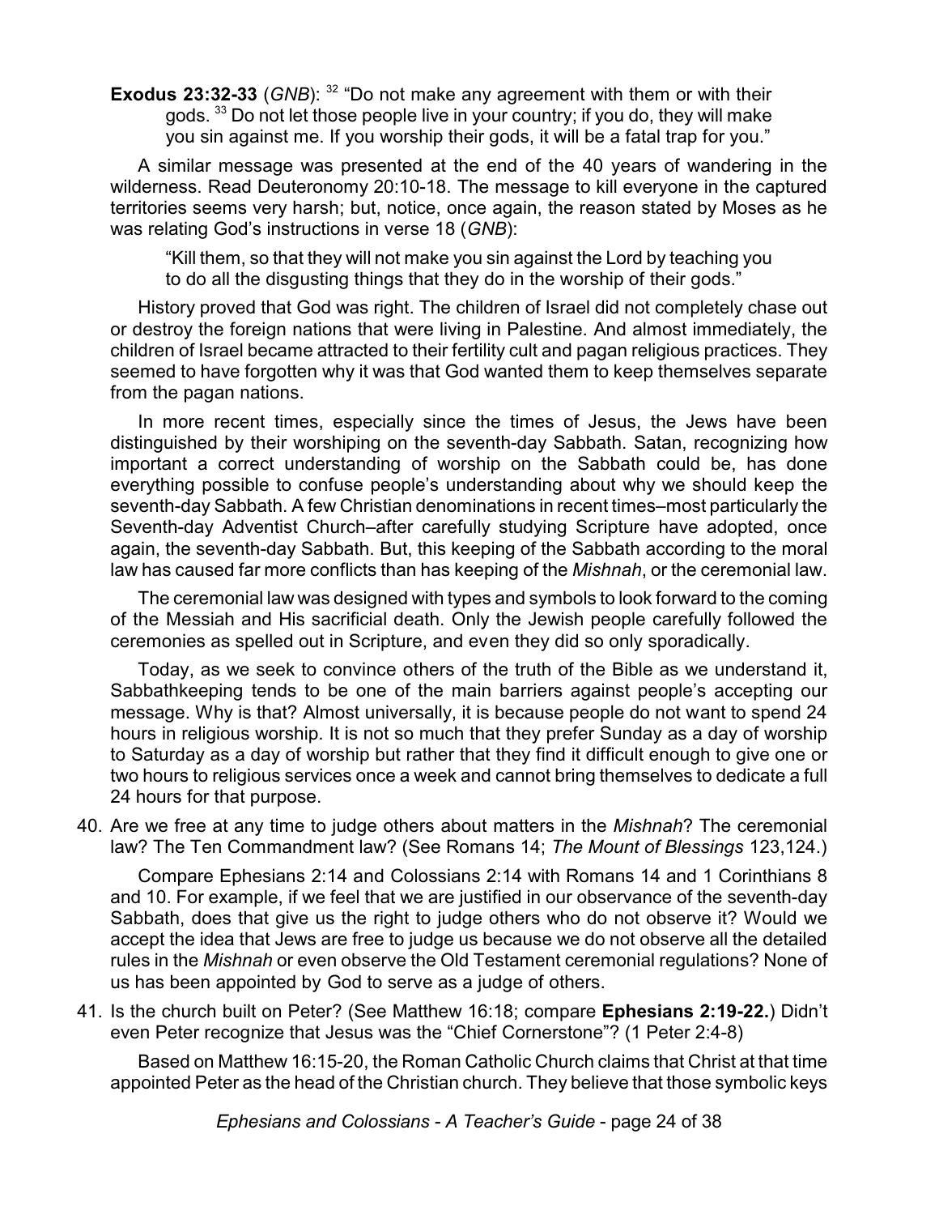**Exodus 23:32-33** (*GNB*): [32] "Do not make any agreement with them or with their gods. [33] Do not let those people live in your country; if you do, they will make you sin against me. If you worship their gods, it will be a fatal trap for you."

A similar message was presented at the end of the 40 years of wandering in the wilderness. Read Deuteronomy 20:10-18. The message to kill everyone in the captured territories seems very harsh; but, notice, once again, the reason stated by Moses as he was relating God's instructions in verse 18 (*GNB*):

> "Kill them, so that they will not make you sin against the Lord by teaching you to do all the disgusting things that they do in the worship of their gods."

History proved that God was right. The children of Israel did not completely chase out or destroy the foreign nations that were living in Palestine. And almost immediately, the children of Israel became attracted to their fertility cult and pagan religious practices. They seemed to have forgotten why it was that God wanted them to keep themselves separate from the pagan nations.

In more recent times, especially since the times of Jesus, the Jews have been distinguished by their worshiping on the seventh-day Sabbath. Satan, recognizing how important a correct understanding of worship on the Sabbath could be, has done everything possible to confuse people's understanding about why we should keep the seventh-day Sabbath. A few Christian denominations in recent times–most particularly the Seventh-day Adventist Church–after carefully studying Scripture have adopted, once again, the seventh-day Sabbath. But, this keeping of the Sabbath according to the moral law has caused far more conflicts than has keeping of the *Mishnah*, or the ceremonial law.

The ceremonial law was designed with types and symbols to look forward to the coming of the Messiah and His sacrificial death. Only the Jewish people carefully followed the ceremonies as spelled out in Scripture, and even they did so only sporadically.

Today, as we seek to convince others of the truth of the Bible as we understand it, Sabbathkeeping tends to be one of the main barriers against people's accepting our message. Why is that? Almost universally, it is because people do not want to spend 24 hours in religious worship. It is not so much that they prefer Sunday as a day of worship to Saturday as a day of worship but rather that they find it difficult enough to give one or two hours to religious services once a week and cannot bring themselves to dedicate a full 24 hours for that purpose.

40. Are we free at any time to judge others about matters in the *Mishnah*? The ceremonial law? The Ten Commandment law? (See Romans 14; *The Mount of Blessings* 123,124.)

    Compare Ephesians 2:14 and Colossians 2:14 with Romans 14 and 1 Corinthians 8 and 10. For example, if we feel that we are justified in our observance of the seventh-day Sabbath, does that give us the right to judge others who do not observe it? Would we accept the idea that Jews are free to judge us because we do not observe all the detailed rules in the *Mishnah* or even observe the Old Testament ceremonial regulations? None of us has been appointed by God to serve as a judge of others.

41. Is the church built on Peter? (See Matthew 16:18; compare **Ephesians 2:19-22.**) Didn't even Peter recognize that Jesus was the "Chief Cornerstone"? (1 Peter 2:4-8)

    Based on Matthew 16:15-20, the Roman Catholic Church claims that Christ at that time appointed Peter as the head of the Christian church. They believe that those symbolic keys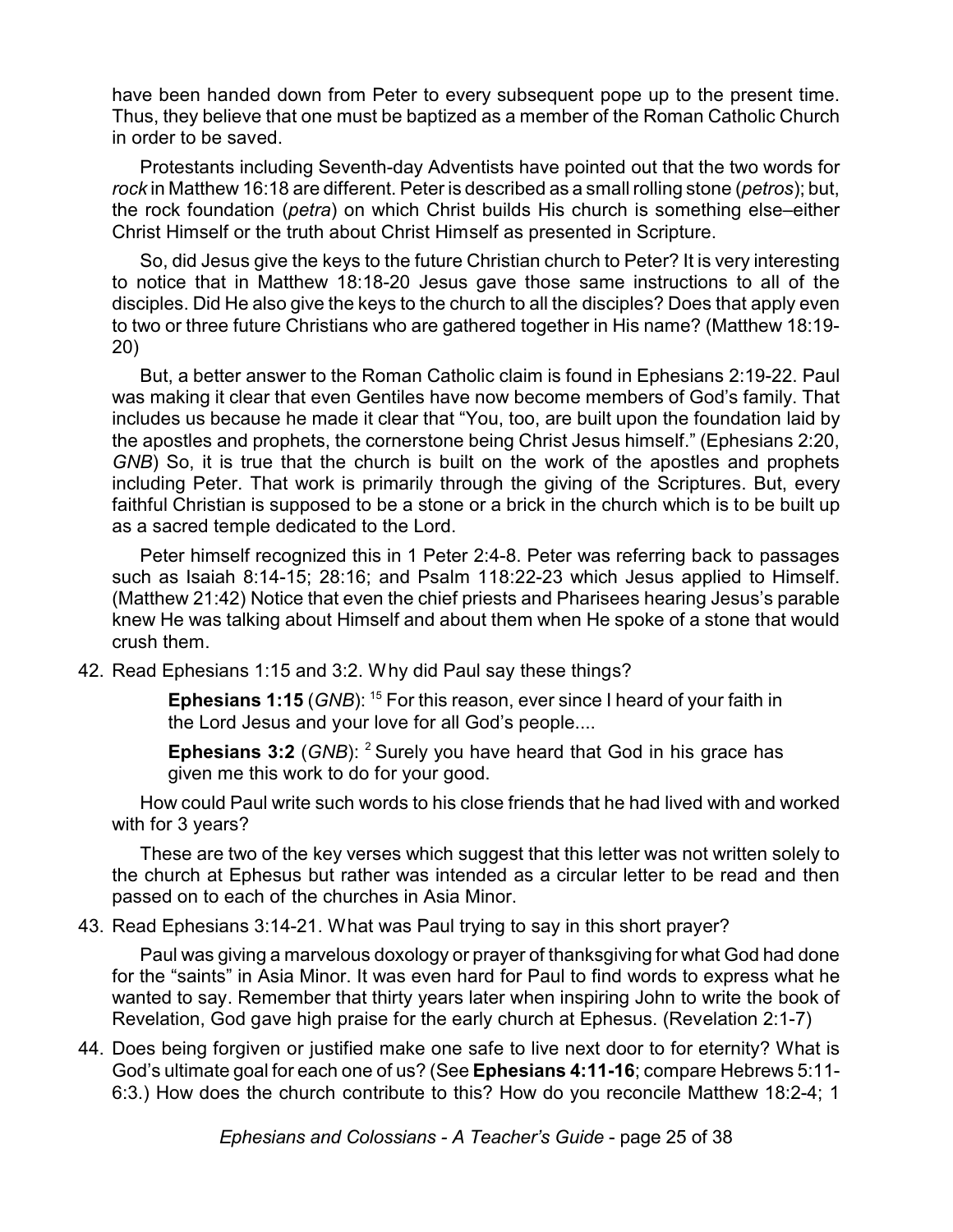have been handed down from Peter to every subsequent pope up to the present time. Thus, they believe that one must be baptized as a member of the Roman Catholic Church in order to be saved.

Protestants including Seventh-day Adventists have pointed out that the two words for *rock* in Matthew 16:18 are different. Peter is described as a small rolling stone (*petros*); but, the rock foundation (*petra*) on which Christ builds His church is something else–either Christ Himself or the truth about Christ Himself as presented in Scripture.

So, did Jesus give the keys to the future Christian church to Peter? It is very interesting to notice that in Matthew 18:18-20 Jesus gave those same instructions to all of the disciples. Did He also give the keys to the church to all the disciples? Does that apply even to two or three future Christians who are gathered together in His name? (Matthew 18:19-20)

But, a better answer to the Roman Catholic claim is found in Ephesians 2:19-22. Paul was making it clear that even Gentiles have now become members of God's family. That includes us because he made it clear that "You, too, are built upon the foundation laid by the apostles and prophets, the cornerstone being Christ Jesus himself." (Ephesians 2:20, *GNB*) So, it is true that the church is built on the work of the apostles and prophets including Peter. That work is primarily through the giving of the Scriptures. But, every faithful Christian is supposed to be a stone or a brick in the church which is to be built up as a sacred temple dedicated to the Lord.

Peter himself recognized this in 1 Peter 2:4-8. Peter was referring back to passages such as Isaiah 8:14-15; 28:16; and Psalm 118:22-23 which Jesus applied to Himself. (Matthew 21:42) Notice that even the chief priests and Pharisees hearing Jesus's parable knew He was talking about Himself and about them when He spoke of a stone that would crush them.

42. Read Ephesians 1:15 and 3:2. Why did Paul say these things?

> **Ephesians 1:15** (*GNB*): [15] For this reason, ever since I heard of your faith in the Lord Jesus and your love for all God's people....
>
> **Ephesians 3:2** (*GNB*): [2] Surely you have heard that God in his grace has given me this work to do for your good.

How could Paul write such words to his close friends that he had lived with and worked with for 3 years?

These are two of the key verses which suggest that this letter was not written solely to the church at Ephesus but rather was intended as a circular letter to be read and then passed on to each of the churches in Asia Minor.

43. Read Ephesians 3:14-21. What was Paul trying to say in this short prayer?

Paul was giving a marvelous doxology or prayer of thanksgiving for what God had done for the "saints" in Asia Minor. It was even hard for Paul to find words to express what he wanted to say. Remember that thirty years later when inspiring John to write the book of Revelation, God gave high praise for the early church at Ephesus. (Revelation 2:1-7)

44. Does being forgiven or justified make one safe to live next door to for eternity? What is God's ultimate goal for each one of us? (See **Ephesians 4:11-16**; compare Hebrews 5:11-6:3.) How does the church contribute to this? How do you reconcile Matthew 18:2-4; 1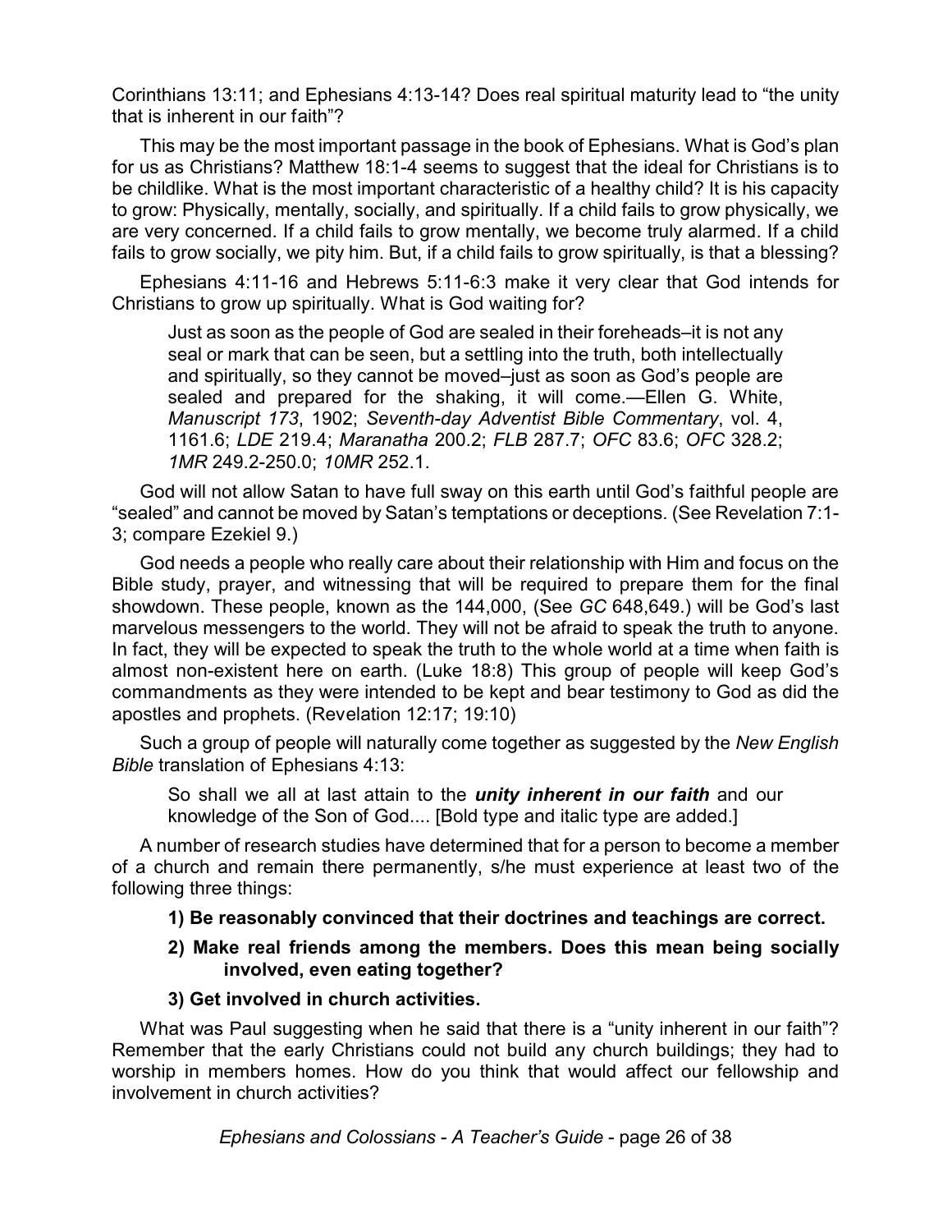Corinthians 13:11; and Ephesians 4:13-14? Does real spiritual maturity lead to "the unity that is inherent in our faith"?

This may be the most important passage in the book of Ephesians. What is God's plan for us as Christians? Matthew 18:1-4 seems to suggest that the ideal for Christians is to be childlike. What is the most important characteristic of a healthy child? It is his capacity to grow: Physically, mentally, socially, and spiritually. If a child fails to grow physically, we are very concerned. If a child fails to grow mentally, we become truly alarmed. If a child fails to grow socially, we pity him. But, if a child fails to grow spiritually, is that a blessing?

Ephesians 4:11-16 and Hebrews 5:11-6:3 make it very clear that God intends for Christians to grow up spiritually. What is God waiting for?

> Just as soon as the people of God are sealed in their foreheads–it is not any seal or mark that can be seen, but a settling into the truth, both intellectually and spiritually, so they cannot be moved–just as soon as God's people are sealed and prepared for the shaking, it will come.—Ellen G. White, *Manuscript 173*, 1902; *Seventh-day Adventist Bible Commentary*, vol. 4, 1161.6; *LDE* 219.4; *Maranatha* 200.2; *FLB* 287.7; *OFC* 83.6; *OFC* 328.2; *1MR* 249.2-250.0; *10MR* 252.1.

God will not allow Satan to have full sway on this earth until God's faithful people are "sealed" and cannot be moved by Satan's temptations or deceptions. (See Revelation 7:1-3; compare Ezekiel 9.)

God needs a people who really care about their relationship with Him and focus on the Bible study, prayer, and witnessing that will be required to prepare them for the final showdown. These people, known as the 144,000, (See *GC* 648,649.) will be God's last marvelous messengers to the world. They will not be afraid to speak the truth to anyone. In fact, they will be expected to speak the truth to the whole world at a time when faith is almost non-existent here on earth. (Luke 18:8) This group of people will keep God's commandments as they were intended to be kept and bear testimony to God as did the apostles and prophets. (Revelation 12:17; 19:10)

Such a group of people will naturally come together as suggested by the *New English Bible* translation of Ephesians 4:13:

> So shall we all at last attain to the ***unity inherent in our faith*** and our knowledge of the Son of God.... [Bold type and italic type are added.]

A number of research studies have determined that for a person to become a member of a church and remain there permanently, s/he must experience at least two of the following three things:

**1) Be reasonably convinced that their doctrines and teachings are correct.**

**2) Make real friends among the members. Does this mean being socially involved, even eating together?**

**3) Get involved in church activities.**

What was Paul suggesting when he said that there is a "unity inherent in our faith"? Remember that the early Christians could not build any church buildings; they had to worship in members homes. How do you think that would affect our fellowship and involvement in church activities?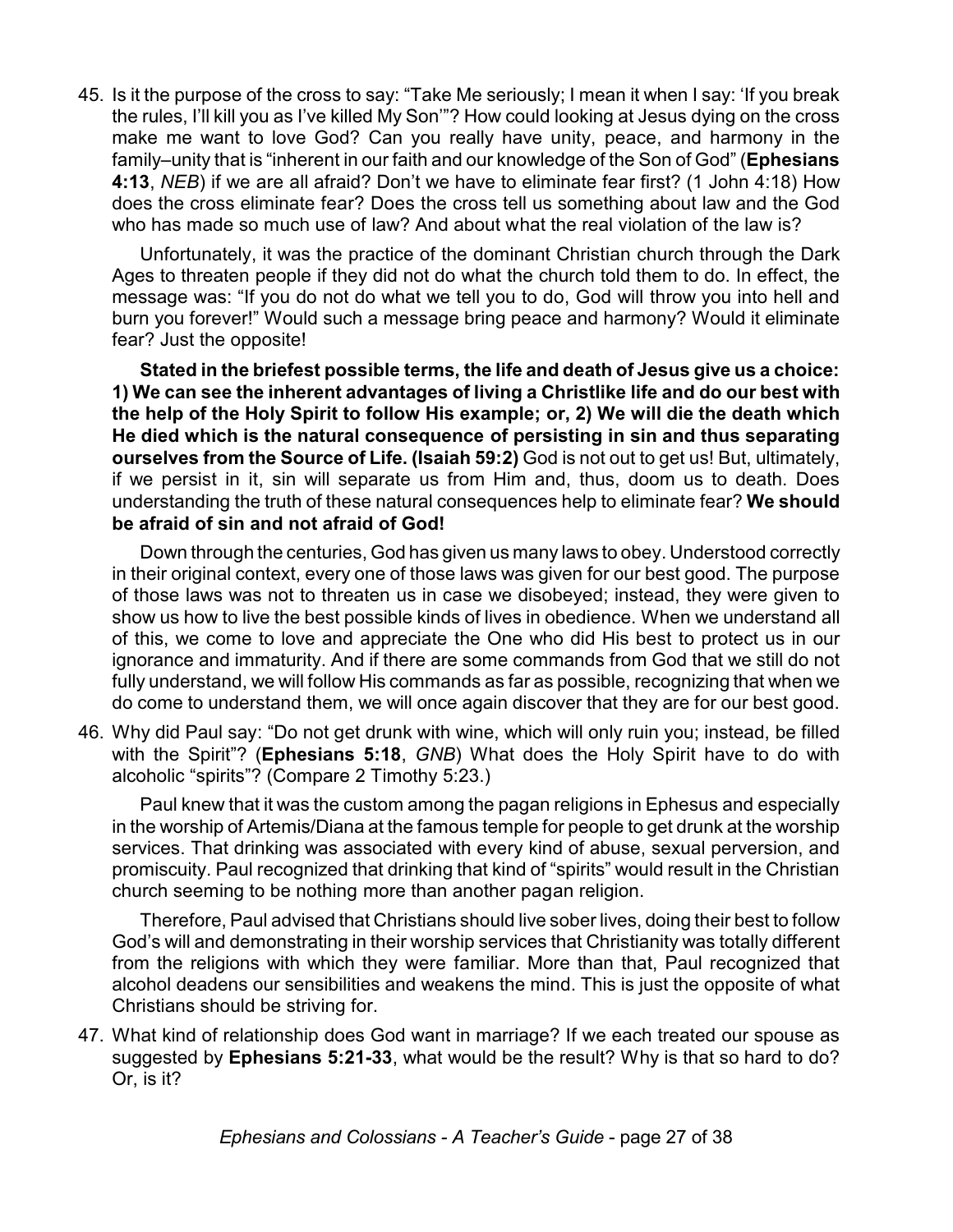45. Is it the purpose of the cross to say: "Take Me seriously; I mean it when I say: 'If you break the rules, I'll kill you as I've killed My Son'"? How could looking at Jesus dying on the cross make me want to love God? Can you really have unity, peace, and harmony in the family–unity that is "inherent in our faith and our knowledge of the Son of God" (**Ephesians 4:13**, *NEB*) if we are all afraid? Don't we have to eliminate fear first? (1 John 4:18) How does the cross eliminate fear? Does the cross tell us something about law and the God who has made so much use of law? And about what the real violation of the law is?

    Unfortunately, it was the practice of the dominant Christian church through the Dark Ages to threaten people if they did not do what the church told them to do. In effect, the message was: "If you do not do what we tell you to do, God will throw you into hell and burn you forever!" Would such a message bring peace and harmony? Would it eliminate fear? Just the opposite!

    **Stated in the briefest possible terms, the life and death of Jesus give us a choice: 1) We can see the inherent advantages of living a Christlike life and do our best with the help of the Holy Spirit to follow His example; or, 2) We will die the death which He died which is the natural consequence of persisting in sin and thus separating ourselves from the Source of Life. (Isaiah 59:2)** God is not out to get us! But, ultimately, if we persist in it, sin will separate us from Him and, thus, doom us to death. Does understanding the truth of these natural consequences help to eliminate fear? **We should be afraid of sin and not afraid of God!**

    Down through the centuries, God has given us many laws to obey. Understood correctly in their original context, every one of those laws was given for our best good. The purpose of those laws was not to threaten us in case we disobeyed; instead, they were given to show us how to live the best possible kinds of lives in obedience. When we understand all of this, we come to love and appreciate the One who did His best to protect us in our ignorance and immaturity. And if there are some commands from God that we still do not fully understand, we will follow His commands as far as possible, recognizing that when we do come to understand them, we will once again discover that they are for our best good.

46. Why did Paul say: "Do not get drunk with wine, which will only ruin you; instead, be filled with the Spirit"? (**Ephesians 5:18**, *GNB*) What does the Holy Spirit have to do with alcoholic "spirits"? (Compare 2 Timothy 5:23.)

    Paul knew that it was the custom among the pagan religions in Ephesus and especially in the worship of Artemis/Diana at the famous temple for people to get drunk at the worship services. That drinking was associated with every kind of abuse, sexual perversion, and promiscuity. Paul recognized that drinking that kind of "spirits" would result in the Christian church seeming to be nothing more than another pagan religion.

    Therefore, Paul advised that Christians should live sober lives, doing their best to follow God's will and demonstrating in their worship services that Christianity was totally different from the religions with which they were familiar. More than that, Paul recognized that alcohol deadens our sensibilities and weakens the mind. This is just the opposite of what Christians should be striving for.

47. What kind of relationship does God want in marriage? If we each treated our spouse as suggested by **Ephesians 5:21-33**, what would be the result? Why is that so hard to do? Or, is it?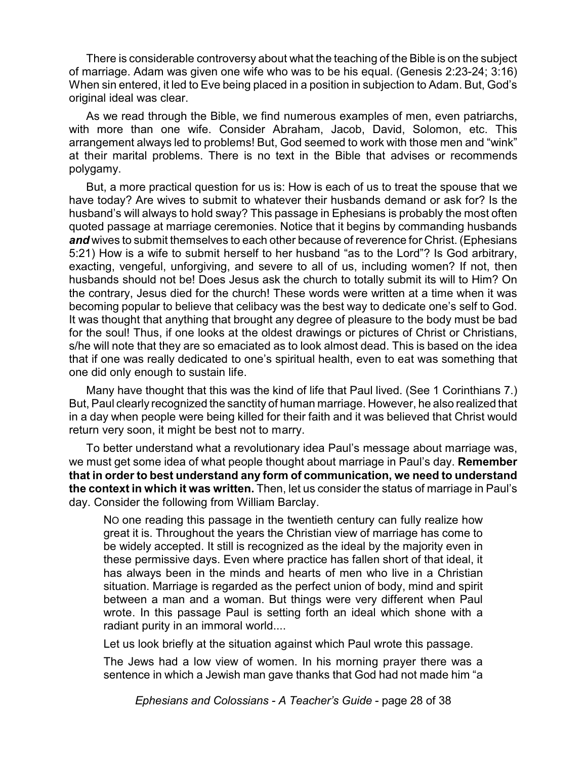There is considerable controversy about what the teaching of the Bible is on the subject of marriage. Adam was given one wife who was to be his equal. (Genesis 2:23-24; 3:16) When sin entered, it led to Eve being placed in a position in subjection to Adam. But, God's original ideal was clear.

As we read through the Bible, we find numerous examples of men, even patriarchs, with more than one wife. Consider Abraham, Jacob, David, Solomon, etc. This arrangement always led to problems! But, God seemed to work with those men and "wink" at their marital problems. There is no text in the Bible that advises or recommends polygamy.

But, a more practical question for us is: How is each of us to treat the spouse that we have today? Are wives to submit to whatever their husbands demand or ask for? Is the husband's will always to hold sway? This passage in Ephesians is probably the most often quoted passage at marriage ceremonies. Notice that it begins by commanding husbands ***and*** wives to submit themselves to each other because of reverence for Christ. (Ephesians 5:21) How is a wife to submit herself to her husband "as to the Lord"? Is God arbitrary, exacting, vengeful, unforgiving, and severe to all of us, including women? If not, then husbands should not be! Does Jesus ask the church to totally submit its will to Him? On the contrary, Jesus died for the church! These words were written at a time when it was becoming popular to believe that celibacy was the best way to dedicate one's self to God. It was thought that anything that brought any degree of pleasure to the body must be bad for the soul! Thus, if one looks at the oldest drawings or pictures of Christ or Christians, s/he will note that they are so emaciated as to look almost dead. This is based on the idea that if one was really dedicated to one's spiritual health, even to eat was something that one did only enough to sustain life.

Many have thought that this was the kind of life that Paul lived. (See 1 Corinthians 7.) But, Paul clearly recognized the sanctity of human marriage. However, he also realized that in a day when people were being killed for their faith and it was believed that Christ would return very soon, it might be best not to marry.

To better understand what a revolutionary idea Paul's message about marriage was, we must get some idea of what people thought about marriage in Paul's day. **Remember that in order to best understand any form of communication, we need to understand the context in which it was written.** Then, let us consider the status of marriage in Paul's day. Consider the following from William Barclay.

> NO one reading this passage in the twentieth century can fully realize how great it is. Throughout the years the Christian view of marriage has come to be widely accepted. It still is recognized as the ideal by the majority even in these permissive days. Even where practice has fallen short of that ideal, it has always been in the minds and hearts of men who live in a Christian situation. Marriage is regarded as the perfect union of body, mind and spirit between a man and a woman. But things were very different when Paul wrote. In this passage Paul is setting forth an ideal which shone with a radiant purity in an immoral world....
>
> Let us look briefly at the situation against which Paul wrote this passage.
>
> The Jews had a low view of women. In his morning prayer there was a sentence in which a Jewish man gave thanks that God had not made him "a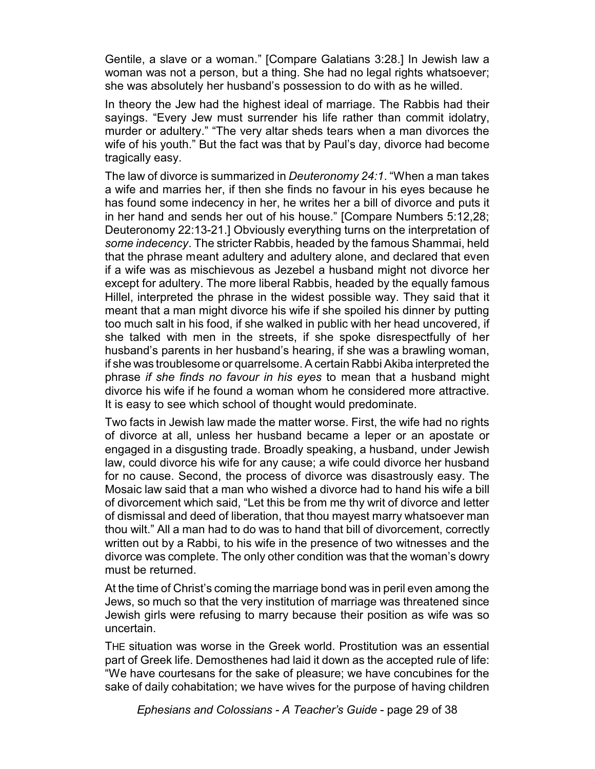Gentile, a slave or a woman." [Compare Galatians 3:28.] In Jewish law a woman was not a person, but a thing. She had no legal rights whatsoever; she was absolutely her husband's possession to do with as he willed.

In theory the Jew had the highest ideal of marriage. The Rabbis had their sayings. "Every Jew must surrender his life rather than commit idolatry, murder or adultery." "The very altar sheds tears when a man divorces the wife of his youth." But the fact was that by Paul's day, divorce had become tragically easy.

The law of divorce is summarized in *Deuteronomy 24:1*. "When a man takes a wife and marries her, if then she finds no favour in his eyes because he has found some indecency in her, he writes her a bill of divorce and puts it in her hand and sends her out of his house." [Compare Numbers 5:12,28; Deuteronomy 22:13-21.] Obviously everything turns on the interpretation of *some indecency*. The stricter Rabbis, headed by the famous Shammai, held that the phrase meant adultery and adultery alone, and declared that even if a wife was as mischievous as Jezebel a husband might not divorce her except for adultery. The more liberal Rabbis, headed by the equally famous Hillel, interpreted the phrase in the widest possible way. They said that it meant that a man might divorce his wife if she spoiled his dinner by putting too much salt in his food, if she walked in public with her head uncovered, if she talked with men in the streets, if she spoke disrespectfully of her husband's parents in her husband's hearing, if she was a brawling woman, if she was troublesome or quarrelsome. A certain Rabbi Akiba interpreted the phrase *if she finds no favour in his eyes* to mean that a husband might divorce his wife if he found a woman whom he considered more attractive. It is easy to see which school of thought would predominate.

Two facts in Jewish law made the matter worse. First, the wife had no rights of divorce at all, unless her husband became a leper or an apostate or engaged in a disgusting trade. Broadly speaking, a husband, under Jewish law, could divorce his wife for any cause; a wife could divorce her husband for no cause. Second, the process of divorce was disastrously easy. The Mosaic law said that a man who wished a divorce had to hand his wife a bill of divorcement which said, "Let this be from me thy writ of divorce and letter of dismissal and deed of liberation, that thou mayest marry whatsoever man thou wilt." All a man had to do was to hand that bill of divorcement, correctly written out by a Rabbi, to his wife in the presence of two witnesses and the divorce was complete. The only other condition was that the woman's dowry must be returned.

At the time of Christ's coming the marriage bond was in peril even among the Jews, so much so that the very institution of marriage was threatened since Jewish girls were refusing to marry because their position as wife was so uncertain.

THE situation was worse in the Greek world. Prostitution was an essential part of Greek life. Demosthenes had laid it down as the accepted rule of life: "We have courtesans for the sake of pleasure; we have concubines for the sake of daily cohabitation; we have wives for the purpose of having children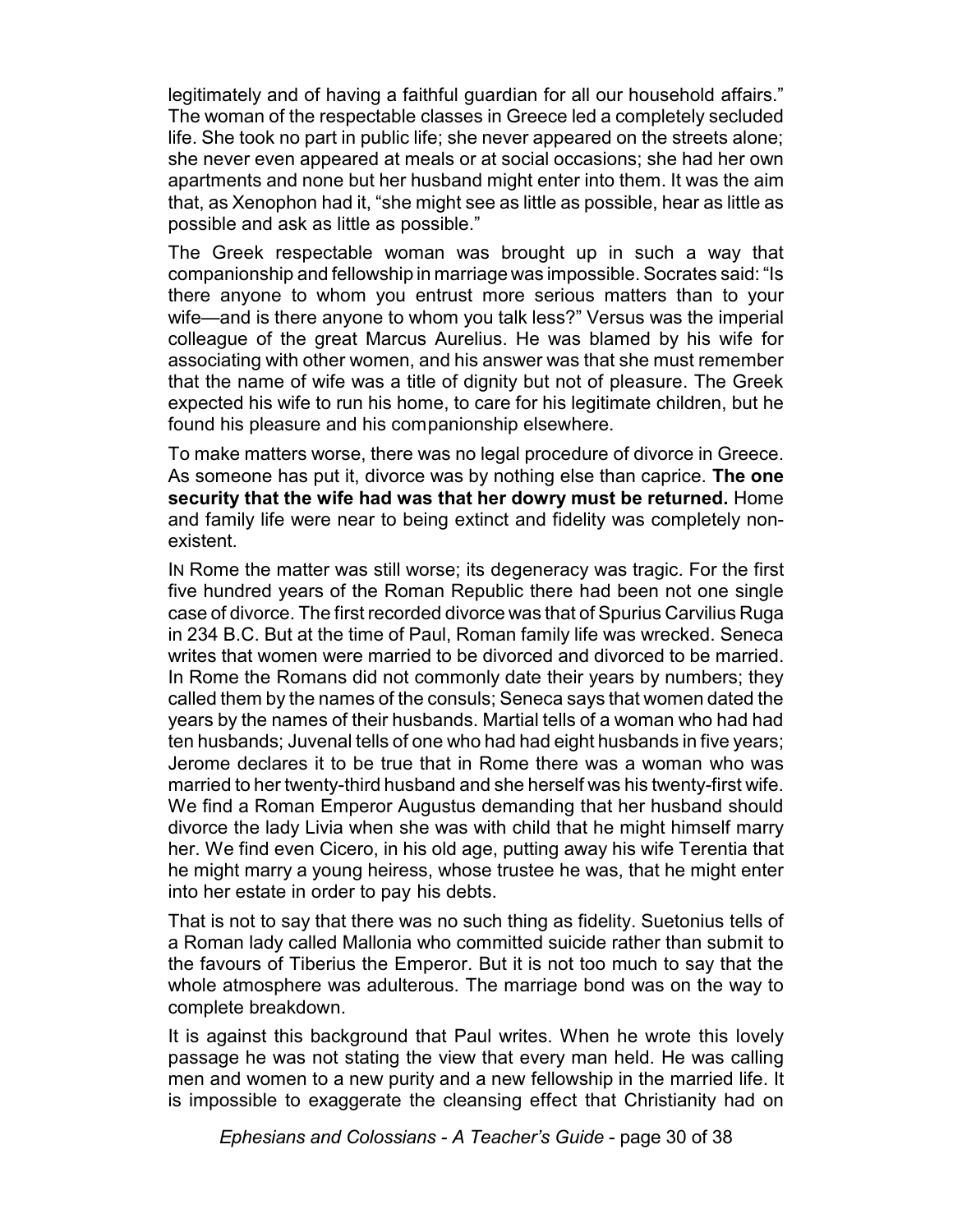legitimately and of having a faithful guardian for all our household affairs." The woman of the respectable classes in Greece led a completely secluded life. She took no part in public life; she never appeared on the streets alone; she never even appeared at meals or at social occasions; she had her own apartments and none but her husband might enter into them. It was the aim that, as Xenophon had it, "she might see as little as possible, hear as little as possible and ask as little as possible."

The Greek respectable woman was brought up in such a way that companionship and fellowship in marriage was impossible. Socrates said: "Is there anyone to whom you entrust more serious matters than to your wife—and is there anyone to whom you talk less?" Versus was the imperial colleague of the great Marcus Aurelius. He was blamed by his wife for associating with other women, and his answer was that she must remember that the name of wife was a title of dignity but not of pleasure. The Greek expected his wife to run his home, to care for his legitimate children, but he found his pleasure and his companionship elsewhere.

To make matters worse, there was no legal procedure of divorce in Greece. As someone has put it, divorce was by nothing else than caprice. **The one security that the wife had was that her dowry must be returned.** Home and family life were near to being extinct and fidelity was completely non-existent.

In Rome the matter was still worse; its degeneracy was tragic. For the first five hundred years of the Roman Republic there had been not one single case of divorce. The first recorded divorce was that of Spurius Carvilius Ruga in 234 B.C. But at the time of Paul, Roman family life was wrecked. Seneca writes that women were married to be divorced and divorced to be married. In Rome the Romans did not commonly date their years by numbers; they called them by the names of the consuls; Seneca says that women dated the years by the names of their husbands. Martial tells of a woman who had had ten husbands; Juvenal tells of one who had had eight husbands in five years; Jerome declares it to be true that in Rome there was a woman who was married to her twenty-third husband and she herself was his twenty-first wife. We find a Roman Emperor Augustus demanding that her husband should divorce the lady Livia when she was with child that he might himself marry her. We find even Cicero, in his old age, putting away his wife Terentia that he might marry a young heiress, whose trustee he was, that he might enter into her estate in order to pay his debts.

That is not to say that there was no such thing as fidelity. Suetonius tells of a Roman lady called Mallonia who committed suicide rather than submit to the favours of Tiberius the Emperor. But it is not too much to say that the whole atmosphere was adulterous. The marriage bond was on the way to complete breakdown.

It is against this background that Paul writes. When he wrote this lovely passage he was not stating the view that every man held. He was calling men and women to a new purity and a new fellowship in the married life. It is impossible to exaggerate the cleansing effect that Christianity had on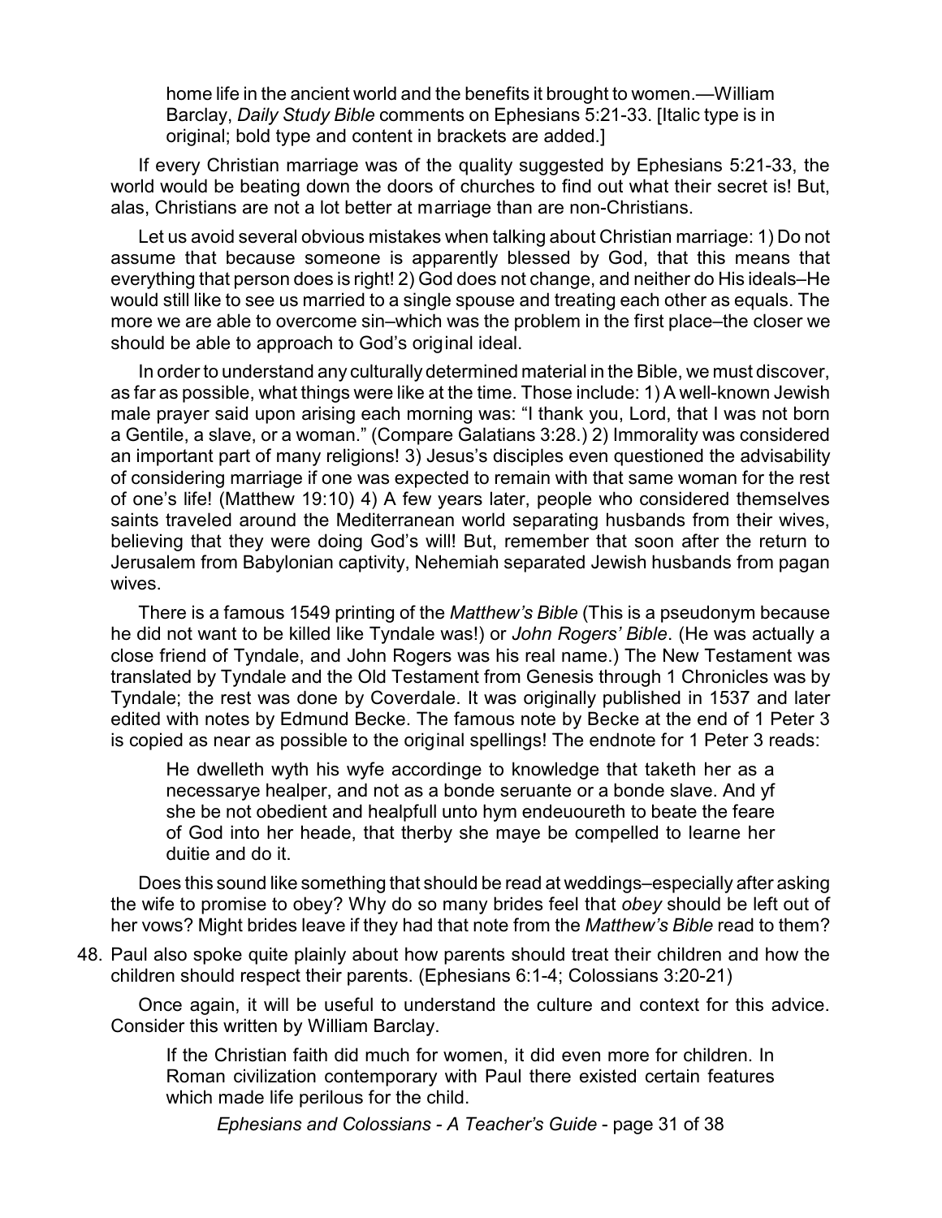> home life in the ancient world and the benefits it brought to women.—William Barclay, *Daily Study Bible* comments on Ephesians 5:21-33. [Italic type is in original; bold type and content in brackets are added.]

If every Christian marriage was of the quality suggested by Ephesians 5:21-33, the world would be beating down the doors of churches to find out what their secret is! But, alas, Christians are not a lot better at marriage than are non-Christians.

Let us avoid several obvious mistakes when talking about Christian marriage: 1) Do not assume that because someone is apparently blessed by God, that this means that everything that person does is right! 2) God does not change, and neither do His ideals–He would still like to see us married to a single spouse and treating each other as equals. The more we are able to overcome sin–which was the problem in the first place–the closer we should be able to approach to God's original ideal.

In order to understand any culturally determined material in the Bible, we must discover, as far as possible, what things were like at the time. Those include: 1) A well-known Jewish male prayer said upon arising each morning was: "I thank you, Lord, that I was not born a Gentile, a slave, or a woman." (Compare Galatians 3:28.) 2) Immorality was considered an important part of many religions! 3) Jesus's disciples even questioned the advisability of considering marriage if one was expected to remain with that same woman for the rest of one's life! (Matthew 19:10) 4) A few years later, people who considered themselves saints traveled around the Mediterranean world separating husbands from their wives, believing that they were doing God's will! But, remember that soon after the return to Jerusalem from Babylonian captivity, Nehemiah separated Jewish husbands from pagan wives.

There is a famous 1549 printing of the *Matthew's Bible* (This is a pseudonym because he did not want to be killed like Tyndale was!) or *John Rogers' Bible*. (He was actually a close friend of Tyndale, and John Rogers was his real name.) The New Testament was translated by Tyndale and the Old Testament from Genesis through 1 Chronicles was by Tyndale; the rest was done by Coverdale. It was originally published in 1537 and later edited with notes by Edmund Becke. The famous note by Becke at the end of 1 Peter 3 is copied as near as possible to the original spellings! The endnote for 1 Peter 3 reads:

> He dwelleth wyth his wyfe accordinge to knowledge that taketh her as a necessarye healper, and not as a bonde seruante or a bonde slave. And yf she be not obedient and healpfull unto hym endeuoureth to beate the feare of God into her heade, that therby she maye be compelled to learne her duitie and do it.

Does this sound like something that should be read at weddings–especially after asking the wife to promise to obey? Why do so many brides feel that *obey* should be left out of her vows? Might brides leave if they had that note from the *Matthew's Bible* read to them?

48. Paul also spoke quite plainly about how parents should treat their children and how the children should respect their parents. (Ephesians 6:1-4; Colossians 3:20-21)

    Once again, it will be useful to understand the culture and context for this advice. Consider this written by William Barclay.

    > If the Christian faith did much for women, it did even more for children. In Roman civilization contemporary with Paul there existed certain features which made life perilous for the child.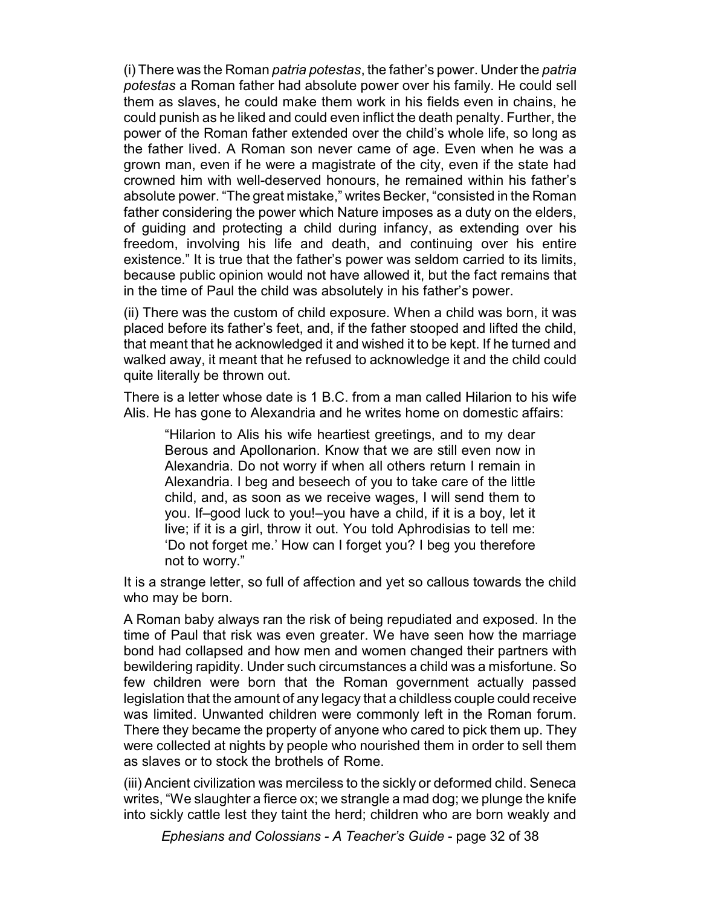(i) There was the Roman *patria potestas*, the father's power. Under the *patria potestas* a Roman father had absolute power over his family. He could sell them as slaves, he could make them work in his fields even in chains, he could punish as he liked and could even inflict the death penalty. Further, the power of the Roman father extended over the child's whole life, so long as the father lived. A Roman son never came of age. Even when he was a grown man, even if he were a magistrate of the city, even if the state had crowned him with well-deserved honours, he remained within his father's absolute power. "The great mistake," writes Becker, "consisted in the Roman father considering the power which Nature imposes as a duty on the elders, of guiding and protecting a child during infancy, as extending over his freedom, involving his life and death, and continuing over his entire existence." It is true that the father's power was seldom carried to its limits, because public opinion would not have allowed it, but the fact remains that in the time of Paul the child was absolutely in his father's power.

(ii) There was the custom of child exposure. When a child was born, it was placed before its father's feet, and, if the father stooped and lifted the child, that meant that he acknowledged it and wished it to be kept. If he turned and walked away, it meant that he refused to acknowledge it and the child could quite literally be thrown out.

There is a letter whose date is 1 B.C. from a man called Hilarion to his wife Alis. He has gone to Alexandria and he writes home on domestic affairs:

> "Hilarion to Alis his wife heartiest greetings, and to my dear Berous and Apollonarion. Know that we are still even now in Alexandria. Do not worry if when all others return I remain in Alexandria. I beg and beseech of you to take care of the little child, and, as soon as we receive wages, I will send them to you. If–good luck to you!–you have a child, if it is a boy, let it live; if it is a girl, throw it out. You told Aphrodisias to tell me: 'Do not forget me.' How can I forget you? I beg you therefore not to worry."

It is a strange letter, so full of affection and yet so callous towards the child who may be born.

A Roman baby always ran the risk of being repudiated and exposed. In the time of Paul that risk was even greater. We have seen how the marriage bond had collapsed and how men and women changed their partners with bewildering rapidity. Under such circumstances a child was a misfortune. So few children were born that the Roman government actually passed legislation that the amount of any legacy that a childless couple could receive was limited. Unwanted children were commonly left in the Roman forum. There they became the property of anyone who cared to pick them up. They were collected at nights by people who nourished them in order to sell them as slaves or to stock the brothels of Rome.

(iii) Ancient civilization was merciless to the sickly or deformed child. Seneca writes, "We slaughter a fierce ox; we strangle a mad dog; we plunge the knife into sickly cattle lest they taint the herd; children who are born weakly and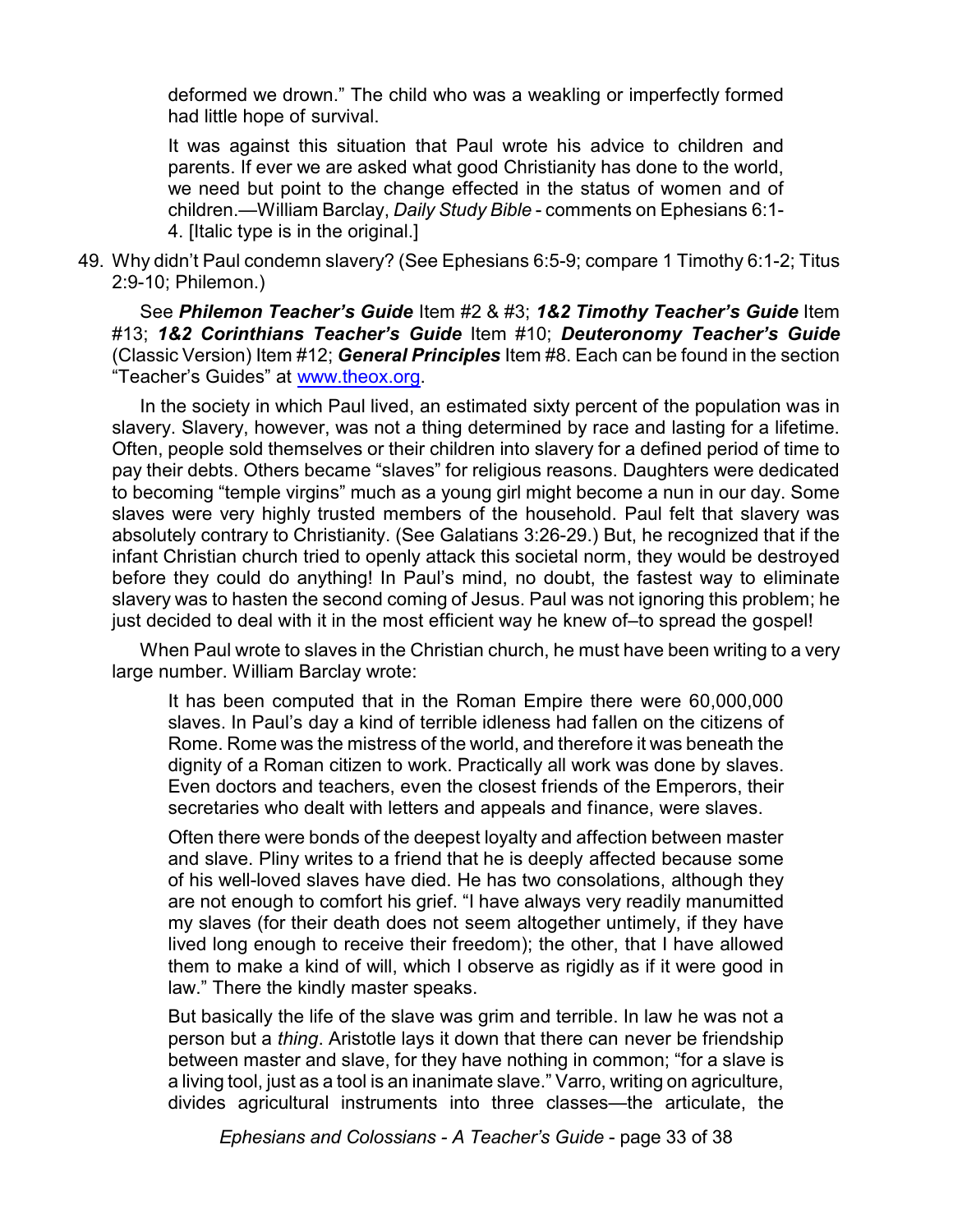deformed we drown." The child who was a weakling or imperfectly formed had little hope of survival.

> It was against this situation that Paul wrote his advice to children and parents. If ever we are asked what good Christianity has done to the world, we need but point to the change effected in the status of women and of children.—William Barclay, *Daily Study Bible* - comments on Ephesians 6:1-4. [Italic type is in the original.]

49. Why didn't Paul condemn slavery? (See Ephesians 6:5-9; compare 1 Timothy 6:1-2; Titus 2:9-10; Philemon.)

See ***Philemon Teacher's Guide*** Item #2 & #3; ***1&2 Timothy Teacher's Guide*** Item #13; ***1&2 Corinthians Teacher's Guide*** Item #10; ***Deuteronomy Teacher's Guide*** (Classic Version) Item #12; ***General Principles*** Item #8. Each can be found in the section "Teacher's Guides" at www.theox.org.

In the society in which Paul lived, an estimated sixty percent of the population was in slavery. Slavery, however, was not a thing determined by race and lasting for a lifetime. Often, people sold themselves or their children into slavery for a defined period of time to pay their debts. Others became "slaves" for religious reasons. Daughters were dedicated to becoming "temple virgins" much as a young girl might become a nun in our day. Some slaves were very highly trusted members of the household. Paul felt that slavery was absolutely contrary to Christianity. (See Galatians 3:26-29.) But, he recognized that if the infant Christian church tried to openly attack this societal norm, they would be destroyed before they could do anything! In Paul's mind, no doubt, the fastest way to eliminate slavery was to hasten the second coming of Jesus. Paul was not ignoring this problem; he just decided to deal with it in the most efficient way he knew of–to spread the gospel!

When Paul wrote to slaves in the Christian church, he must have been writing to a very large number. William Barclay wrote:

> It has been computed that in the Roman Empire there were 60,000,000 slaves. In Paul's day a kind of terrible idleness had fallen on the citizens of Rome. Rome was the mistress of the world, and therefore it was beneath the dignity of a Roman citizen to work. Practically all work was done by slaves. Even doctors and teachers, even the closest friends of the Emperors, their secretaries who dealt with letters and appeals and finance, were slaves.
>
> Often there were bonds of the deepest loyalty and affection between master and slave. Pliny writes to a friend that he is deeply affected because some of his well-loved slaves have died. He has two consolations, although they are not enough to comfort his grief. "I have always very readily manumitted my slaves (for their death does not seem altogether untimely, if they have lived long enough to receive their freedom); the other, that I have allowed them to make a kind of will, which I observe as rigidly as if it were good in law." There the kindly master speaks.
>
> But basically the life of the slave was grim and terrible. In law he was not a person but a *thing*. Aristotle lays it down that there can never be friendship between master and slave, for they have nothing in common; "for a slave is a living tool, just as a tool is an inanimate slave." Varro, writing on agriculture, divides agricultural instruments into three classes—the articulate, the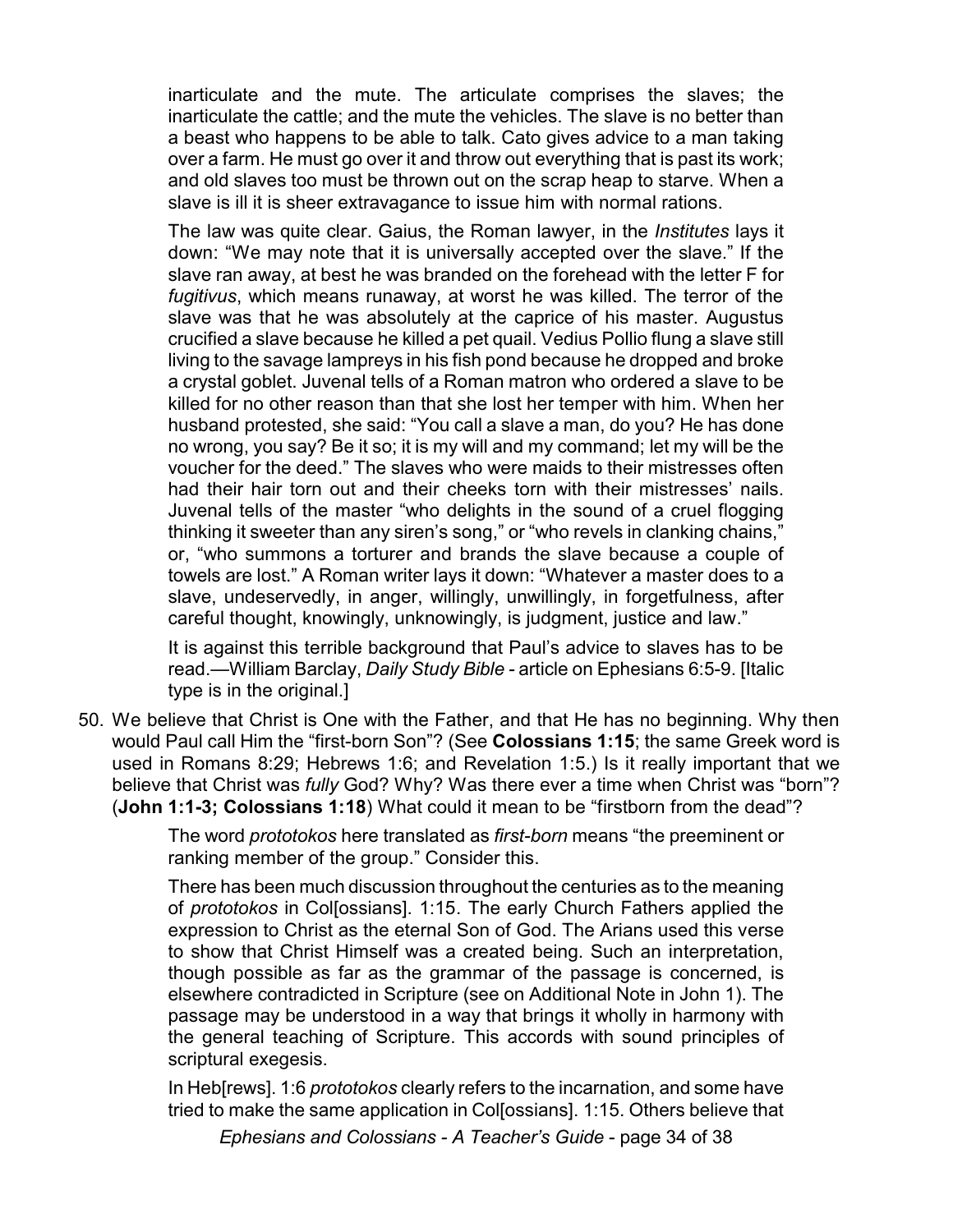inarticulate and the mute. The articulate comprises the slaves; the inarticulate the cattle; and the mute the vehicles. The slave is no better than a beast who happens to be able to talk. Cato gives advice to a man taking over a farm. He must go over it and throw out everything that is past its work; and old slaves too must be thrown out on the scrap heap to starve. When a slave is ill it is sheer extravagance to issue him with normal rations.

The law was quite clear. Gaius, the Roman lawyer, in the *Institutes* lays it down: "We may note that it is universally accepted over the slave." If the slave ran away, at best he was branded on the forehead with the letter F for *fugitivus*, which means runaway, at worst he was killed. The terror of the slave was that he was absolutely at the caprice of his master. Augustus crucified a slave because he killed a pet quail. Vedius Pollio flung a slave still living to the savage lampreys in his fish pond because he dropped and broke a crystal goblet. Juvenal tells of a Roman matron who ordered a slave to be killed for no other reason than that she lost her temper with him. When her husband protested, she said: "You call a slave a man, do you? He has done no wrong, you say? Be it so; it is my will and my command; let my will be the voucher for the deed." The slaves who were maids to their mistresses often had their hair torn out and their cheeks torn with their mistresses' nails. Juvenal tells of the master "who delights in the sound of a cruel flogging thinking it sweeter than any siren's song," or "who revels in clanking chains," or, "who summons a torturer and brands the slave because a couple of towels are lost." A Roman writer lays it down: "Whatever a master does to a slave, undeservedly, in anger, willingly, unwillingly, in forgetfulness, after careful thought, knowingly, unknowingly, is judgment, justice and law."

It is against this terrible background that Paul's advice to slaves has to be read.—William Barclay, *Daily Study Bible* - article on Ephesians 6:5-9. [Italic type is in the original.]

50. We believe that Christ is One with the Father, and that He has no beginning. Why then would Paul call Him the "first-born Son"? (See **Colossians 1:15**; the same Greek word is used in Romans 8:29; Hebrews 1:6; and Revelation 1:5.) Is it really important that we believe that Christ was *fully* God? Why? Was there ever a time when Christ was "born"? (**John 1:1-3; Colossians 1:18**) What could it mean to be "firstborn from the dead"?

    The word *prototokos* here translated as *first-born* means "the preeminent or ranking member of the group." Consider this.

    There has been much discussion throughout the centuries as to the meaning of *prototokos* in Col[ossians]. 1:15. The early Church Fathers applied the expression to Christ as the eternal Son of God. The Arians used this verse to show that Christ Himself was a created being. Such an interpretation, though possible as far as the grammar of the passage is concerned, is elsewhere contradicted in Scripture (see on Additional Note in John 1). The passage may be understood in a way that brings it wholly in harmony with the general teaching of Scripture. This accords with sound principles of scriptural exegesis.

    In Heb[rews]. 1:6 *prototokos* clearly refers to the incarnation, and some have tried to make the same application in Col[ossians]. 1:15. Others believe that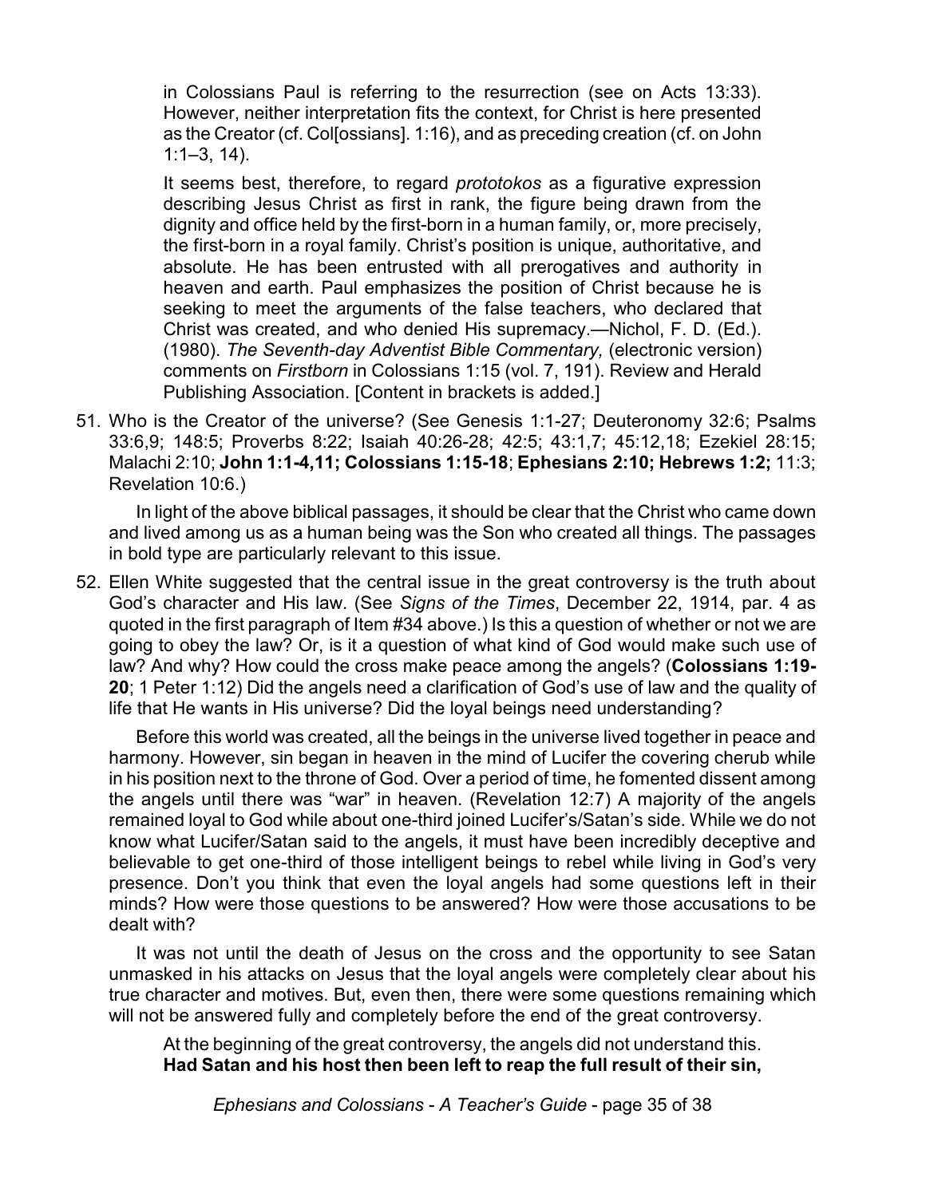in Colossians Paul is referring to the resurrection (see on Acts 13:33). However, neither interpretation fits the context, for Christ is here presented as the Creator (cf. Col[ossians]. 1:16), and as preceding creation (cf. on John 1:1–3, 14).

It seems best, therefore, to regard *prototokos* as a figurative expression describing Jesus Christ as first in rank, the figure being drawn from the dignity and office held by the first-born in a human family, or, more precisely, the first-born in a royal family. Christ's position is unique, authoritative, and absolute. He has been entrusted with all prerogatives and authority in heaven and earth. Paul emphasizes the position of Christ because he is seeking to meet the arguments of the false teachers, who declared that Christ was created, and who denied His supremacy.—Nichol, F. D. (Ed.). (1980). *The Seventh-day Adventist Bible Commentary,* (electronic version) comments on *Firstborn* in Colossians 1:15 (vol. 7, 191). Review and Herald Publishing Association. [Content in brackets is added.]

51. Who is the Creator of the universe? (See Genesis 1:1-27; Deuteronomy 32:6; Psalms 33:6,9; 148:5; Proverbs 8:22; Isaiah 40:26-28; 42:5; 43:1,7; 45:12,18; Ezekiel 28:15; Malachi 2:10; **John 1:1-4,11; Colossians 1:15-18**; **Ephesians 2:10; Hebrews 1:2;** 11:3; Revelation 10:6.)

    In light of the above biblical passages, it should be clear that the Christ who came down and lived among us as a human being was the Son who created all things. The passages in bold type are particularly relevant to this issue.

52. Ellen White suggested that the central issue in the great controversy is the truth about God's character and His law. (See *Signs of the Times*, December 22, 1914, par. 4 as quoted in the first paragraph of Item #34 above.) Is this a question of whether or not we are going to obey the law? Or, is it a question of what kind of God would make such use of law? And why? How could the cross make peace among the angels? (**Colossians 1:19-20**; 1 Peter 1:12) Did the angels need a clarification of God's use of law and the quality of life that He wants in His universe? Did the loyal beings need understanding?

    Before this world was created, all the beings in the universe lived together in peace and harmony. However, sin began in heaven in the mind of Lucifer the covering cherub while in his position next to the throne of God. Over a period of time, he fomented dissent among the angels until there was "war" in heaven. (Revelation 12:7) A majority of the angels remained loyal to God while about one-third joined Lucifer's/Satan's side. While we do not know what Lucifer/Satan said to the angels, it must have been incredibly deceptive and believable to get one-third of those intelligent beings to rebel while living in God's very presence. Don't you think that even the loyal angels had some questions left in their minds? How were those questions to be answered? How were those accusations to be dealt with?

    It was not until the death of Jesus on the cross and the opportunity to see Satan unmasked in his attacks on Jesus that the loyal angels were completely clear about his true character and motives. But, even then, there were some questions remaining which will not be answered fully and completely before the end of the great controversy.

    At the beginning of the great controversy, the angels did not understand this. **Had Satan and his host then been left to reap the full result of their sin,**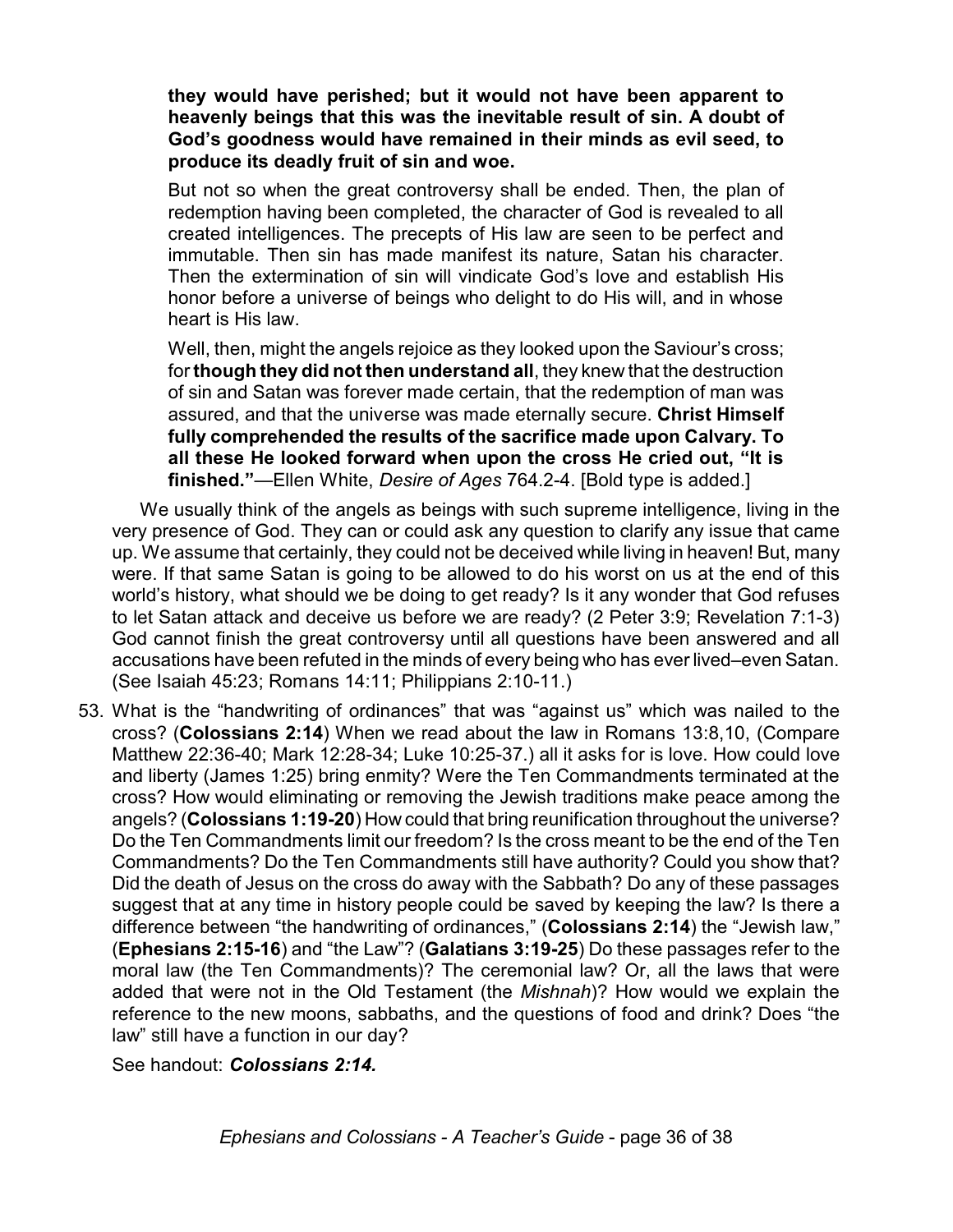**they would have perished; but it would not have been apparent to heavenly beings that this was the inevitable result of sin. A doubt of God's goodness would have remained in their minds as evil seed, to produce its deadly fruit of sin and woe.**

> But not so when the great controversy shall be ended. Then, the plan of redemption having been completed, the character of God is revealed to all created intelligences. The precepts of His law are seen to be perfect and immutable. Then sin has made manifest its nature, Satan his character. Then the extermination of sin will vindicate God's love and establish His honor before a universe of beings who delight to do His will, and in whose heart is His law.
>
> Well, then, might the angels rejoice as they looked upon the Saviour's cross; for **though they did not then understand all**, they knew that the destruction of sin and Satan was forever made certain, that the redemption of man was assured, and that the universe was made eternally secure. **Christ Himself fully comprehended the results of the sacrifice made upon Calvary. To all these He looked forward when upon the cross He cried out, "It is finished."**—Ellen White, *Desire of Ages* 764.2-4. [Bold type is added.]

We usually think of the angels as beings with such supreme intelligence, living in the very presence of God. They can or could ask any question to clarify any issue that came up. We assume that certainly, they could not be deceived while living in heaven! But, many were. If that same Satan is going to be allowed to do his worst on us at the end of this world's history, what should we be doing to get ready? Is it any wonder that God refuses to let Satan attack and deceive us before we are ready? (2 Peter 3:9; Revelation 7:1-3) God cannot finish the great controversy until all questions have been answered and all accusations have been refuted in the minds of every being who has ever lived–even Satan. (See Isaiah 45:23; Romans 14:11; Philippians 2:10-11.)

53. What is the "handwriting of ordinances" that was "against us" which was nailed to the cross? (**Colossians 2:14**) When we read about the law in Romans 13:8,10, (Compare Matthew 22:36-40; Mark 12:28-34; Luke 10:25-37.) all it asks for is love. How could love and liberty (James 1:25) bring enmity? Were the Ten Commandments terminated at the cross? How would eliminating or removing the Jewish traditions make peace among the angels? (**Colossians 1:19-20**) How could that bring reunification throughout the universe? Do the Ten Commandments limit our freedom? Is the cross meant to be the end of the Ten Commandments? Do the Ten Commandments still have authority? Could you show that? Did the death of Jesus on the cross do away with the Sabbath? Do any of these passages suggest that at any time in history people could be saved by keeping the law? Is there a difference between "the handwriting of ordinances," (**Colossians 2:14**) the "Jewish law," (**Ephesians 2:15-16**) and "the Law"? (**Galatians 3:19-25**) Do these passages refer to the moral law (the Ten Commandments)? The ceremonial law? Or, all the laws that were added that were not in the Old Testament (the *Mishnah*)? How would we explain the reference to the new moons, sabbaths, and the questions of food and drink? Does "the law" still have a function in our day?

    See handout: ***Colossians 2:14.***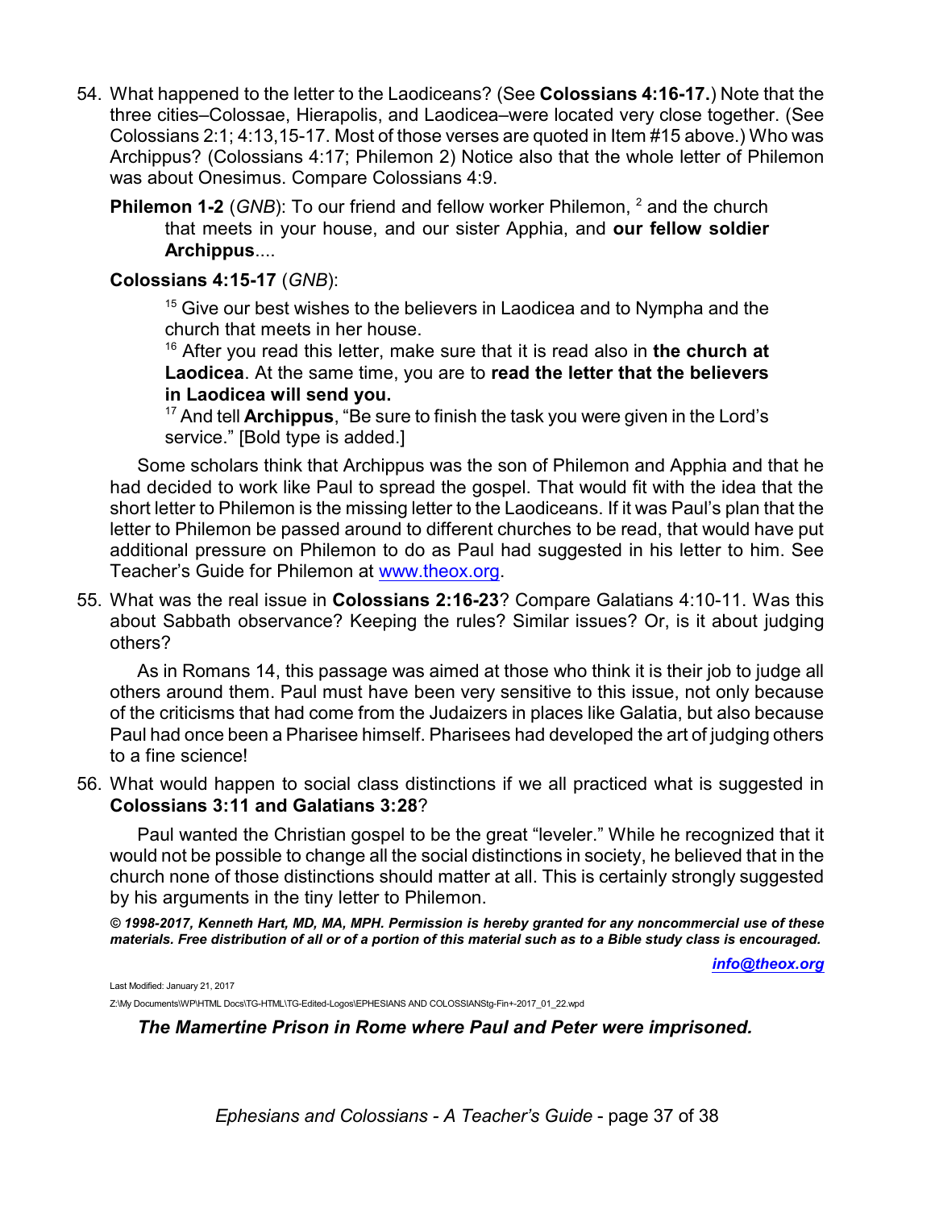54. What happened to the letter to the Laodiceans? (See **Colossians 4:16-17.**) Note that the three cities–Colossae, Hierapolis, and Laodicea–were located very close together. (See Colossians 2:1; 4:13,15-17. Most of those verses are quoted in Item #15 above.) Who was Archippus? (Colossians 4:17; Philemon 2) Notice also that the whole letter of Philemon was about Onesimus. Compare Colossians 4:9.

   **Philemon 1-2** (*GNB*): To our friend and fellow worker Philemon, [2] and the church that meets in your house, and our sister Apphia, and **our fellow soldier Archippus**....

   **Colossians 4:15-17** (*GNB*):

   > [15] Give our best wishes to the believers in Laodicea and to Nympha and the church that meets in her house.
   > [16] After you read this letter, make sure that it is read also in **the church at Laodicea**. At the same time, you are to **read the letter that the believers in Laodicea will send you.**
   > [17] And tell **Archippus**, "Be sure to finish the task you were given in the Lord's service." [Bold type is added.]

   Some scholars think that Archippus was the son of Philemon and Apphia and that he had decided to work like Paul to spread the gospel. That would fit with the idea that the short letter to Philemon is the missing letter to the Laodiceans. If it was Paul's plan that the letter to Philemon be passed around to different churches to be read, that would have put additional pressure on Philemon to do as Paul had suggested in his letter to him. See Teacher's Guide for Philemon at www.theox.org.

55. What was the real issue in **Colossians 2:16-23**? Compare Galatians 4:10-11. Was this about Sabbath observance? Keeping the rules? Similar issues? Or, is it about judging others?

   As in Romans 14, this passage was aimed at those who think it is their job to judge all others around them. Paul must have been very sensitive to this issue, not only because of the criticisms that had come from the Judaizers in places like Galatia, but also because Paul had once been a Pharisee himself. Pharisees had developed the art of judging others to a fine science!

56. What would happen to social class distinctions if we all practiced what is suggested in **Colossians 3:11 and Galatians 3:28**?

   Paul wanted the Christian gospel to be the great "leveler." While he recognized that it would not be possible to change all the social distinctions in society, he believed that in the church none of those distinctions should matter at all. This is certainly strongly suggested by his arguments in the tiny letter to Philemon.

***© 1998-2017, Kenneth Hart, MD, MA, MPH. Permission is hereby granted for any noncommercial use of these materials. Free distribution of all or of a portion of this material such as to a Bible study class is encouraged.***

***info@theox.org***

Last Modified: January 21, 2017

Z:\My Documents\WP\HTML Docs\TG-HTML\TG-Edited-Logos\EPHESIANS AND COLOSSIANStg-Fin+-2017_01_22.wpd

***The Mamertine Prison in Rome where Paul and Peter were imprisoned.***